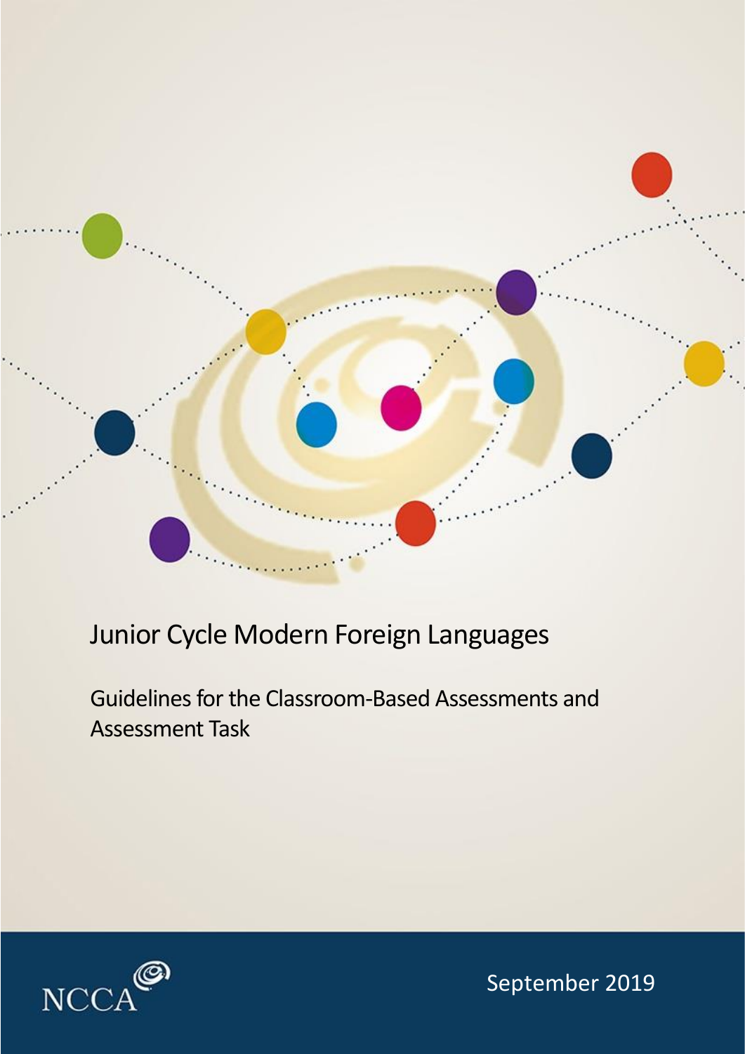# Junior Cycle Modern Foreign Languages

## Guidelines for the Classroom-Based Assessments and Assessment Task

NCCA

September 2019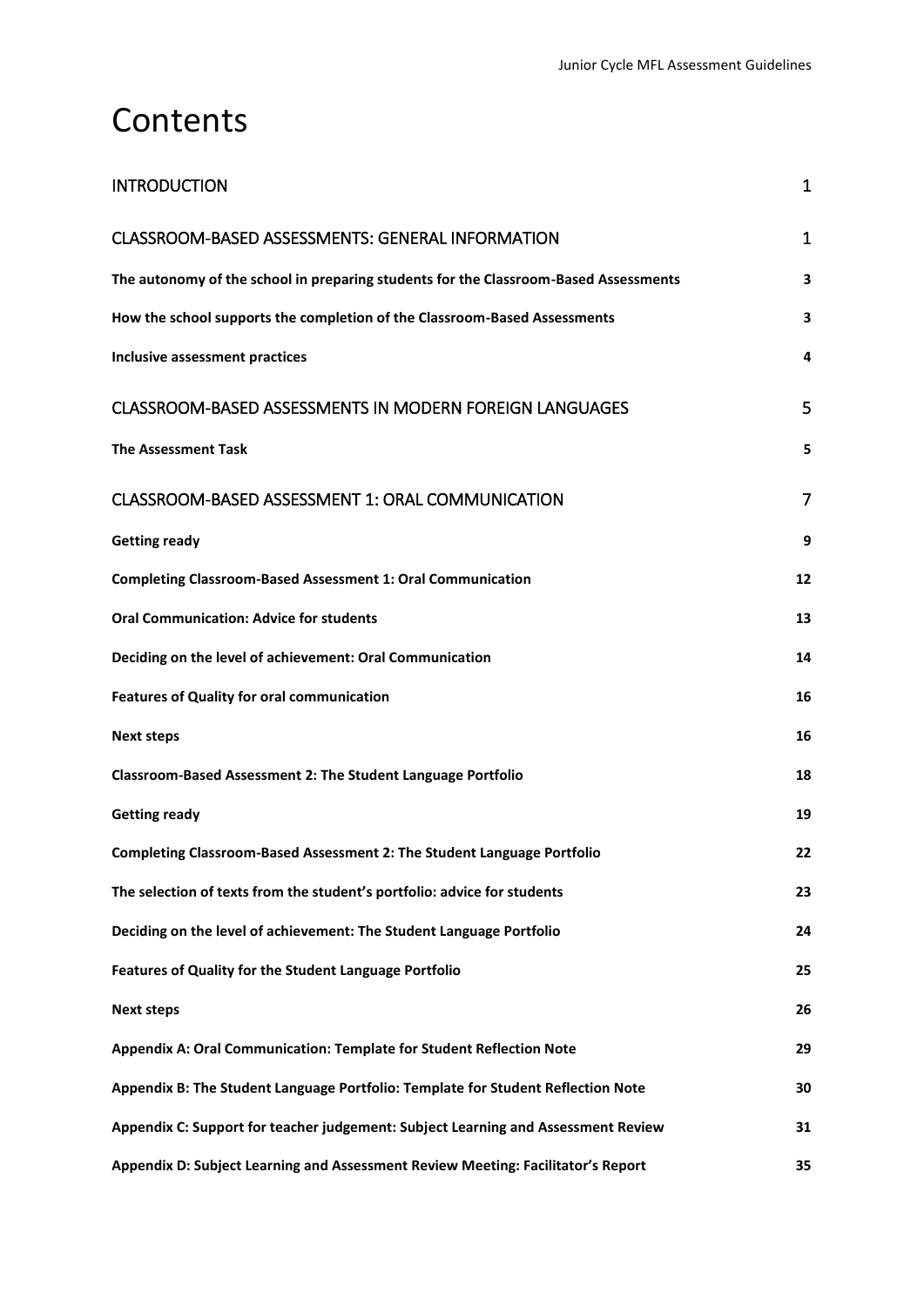# Contents

| | |
|---|---|
| INTRODUCTION | 1 |
| CLASSROOM-BASED ASSESSMENTS: GENERAL INFORMATION | 1 |
| **The autonomy of the school in preparing students for the Classroom-Based Assessments** | **3** |
| **How the school supports the completion of the Classroom-Based Assessments** | **3** |
| **Inclusive assessment practices** | **4** |
| CLASSROOM-BASED ASSESSMENTS IN MODERN FOREIGN LANGUAGES | 5 |
| **The Assessment Task** | **5** |
| CLASSROOM-BASED ASSESSMENT 1: ORAL COMMUNICATION | 7 |
| **Getting ready** | **9** |
| **Completing Classroom-Based Assessment 1: Oral Communication** | **12** |
| **Oral Communication: Advice for students** | **13** |
| **Deciding on the level of achievement: Oral Communication** | **14** |
| **Features of Quality for oral communication** | **16** |
| **Next steps** | **16** |
| **Classroom-Based Assessment 2: The Student Language Portfolio** | **18** |
| **Getting ready** | **19** |
| **Completing Classroom-Based Assessment 2: The Student Language Portfolio** | **22** |
| **The selection of texts from the student's portfolio: advice for students** | **23** |
| **Deciding on the level of achievement: The Student Language Portfolio** | **24** |
| **Features of Quality for the Student Language Portfolio** | **25** |
| **Next steps** | **26** |
| **Appendix A: Oral Communication: Template for Student Reflection Note** | **29** |
| **Appendix B: The Student Language Portfolio: Template for Student Reflection Note** | **30** |
| **Appendix C: Support for teacher judgement: Subject Learning and Assessment Review** | **31** |
| **Appendix D: Subject Learning and Assessment Review Meeting: Facilitator's Report** | **35** |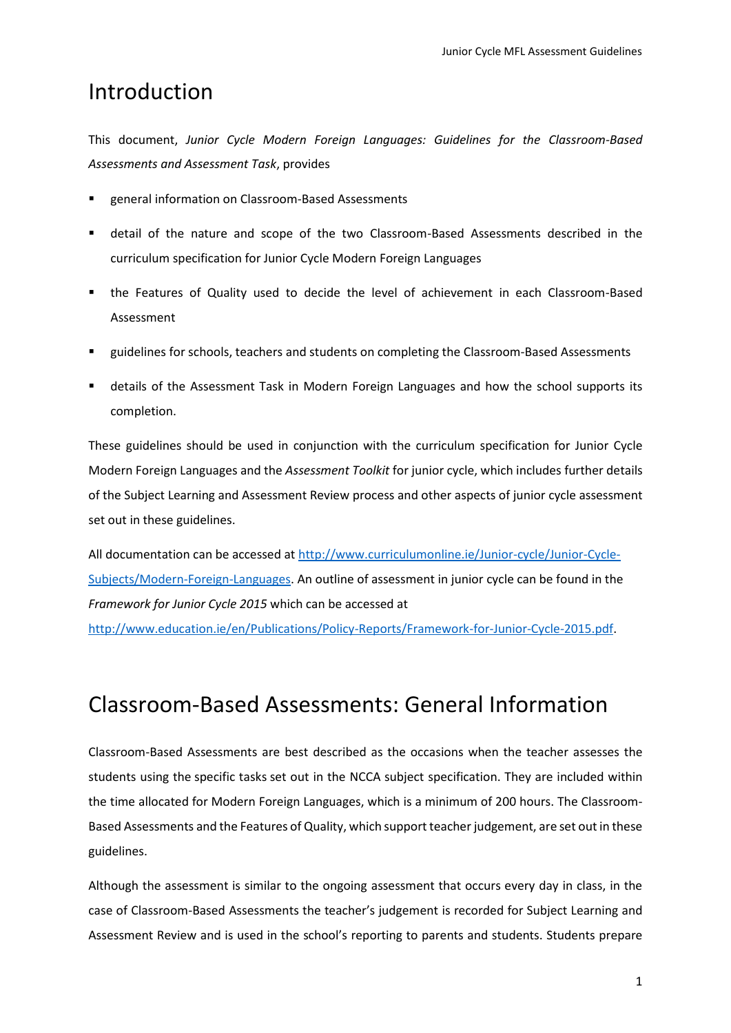# Introduction

This document, *Junior Cycle Modern Foreign Languages: Guidelines for the Classroom-Based Assessments and Assessment Task*, provides

- general information on Classroom-Based Assessments
- detail of the nature and scope of the two Classroom-Based Assessments described in the curriculum specification for Junior Cycle Modern Foreign Languages
- the Features of Quality used to decide the level of achievement in each Classroom-Based Assessment
- guidelines for schools, teachers and students on completing the Classroom-Based Assessments
- details of the Assessment Task in Modern Foreign Languages and how the school supports its completion.

These guidelines should be used in conjunction with the curriculum specification for Junior Cycle Modern Foreign Languages and the *Assessment Toolkit* for junior cycle, which includes further details of the Subject Learning and Assessment Review process and other aspects of junior cycle assessment set out in these guidelines.

All documentation can be accessed at [http://www.curriculumonline.ie/Junior-cycle/Junior-Cycle-Subjects/Modern-Foreign-Languages](http://www.curriculumonline.ie/Junior-cycle/Junior-Cycle-Subjects/Modern-Foreign-Languages). An outline of assessment in junior cycle can be found in the *Framework for Junior Cycle 2015* which can be accessed at [http://www.education.ie/en/Publications/Policy-Reports/Framework-for-Junior-Cycle-2015.pdf](http://www.education.ie/en/Publications/Policy-Reports/Framework-for-Junior-Cycle-2015.pdf).

# Classroom-Based Assessments: General Information

Classroom-Based Assessments are best described as the occasions when the teacher assesses the students using the specific tasks set out in the NCCA subject specification. They are included within the time allocated for Modern Foreign Languages, which is a minimum of 200 hours. The Classroom-Based Assessments and the Features of Quality, which support teacher judgement, are set out in these guidelines.

Although the assessment is similar to the ongoing assessment that occurs every day in class, in the case of Classroom-Based Assessments the teacher's judgement is recorded for Subject Learning and Assessment Review and is used in the school's reporting to parents and students. Students prepare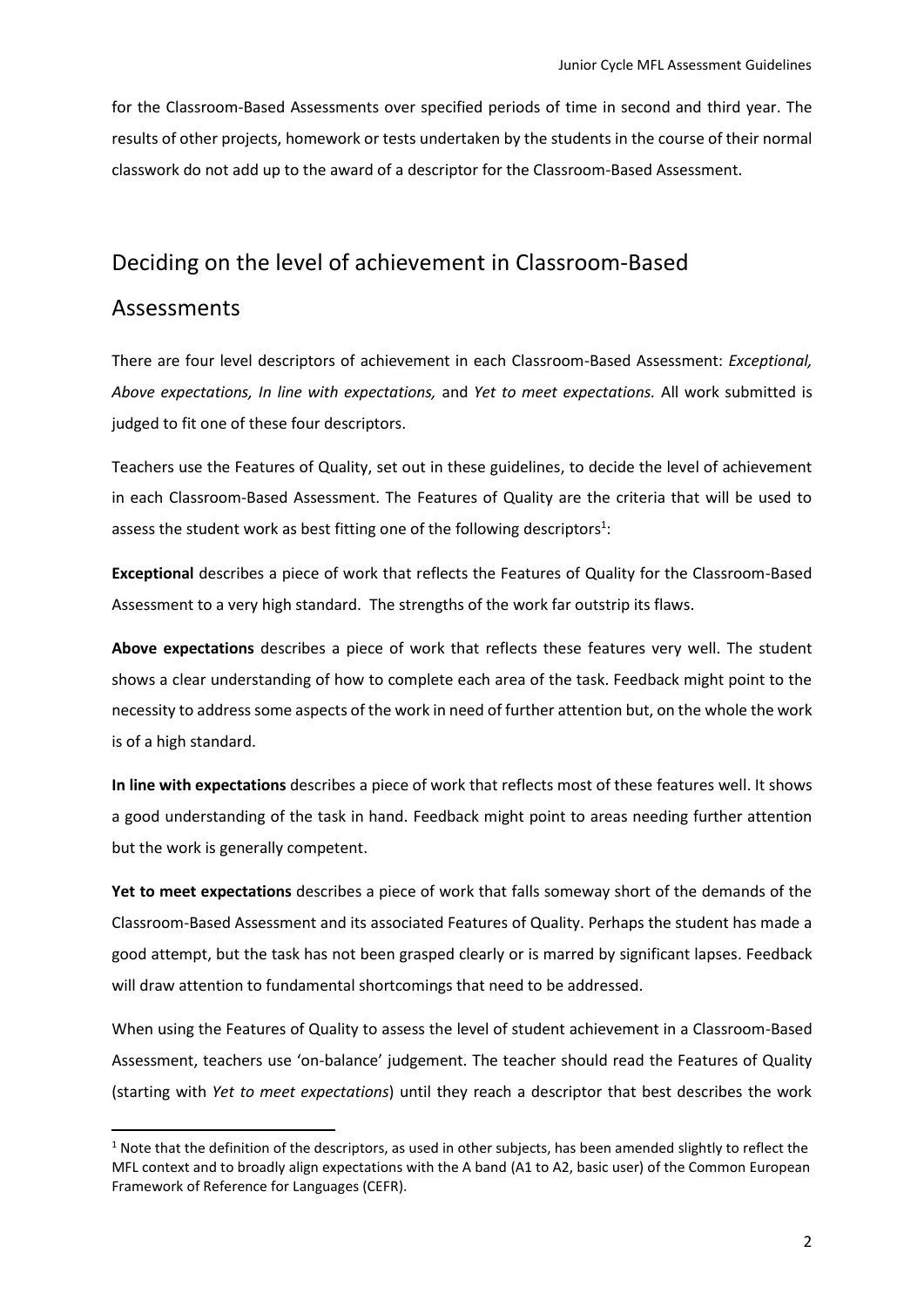for the Classroom-Based Assessments over specified periods of time in second and third year. The results of other projects, homework or tests undertaken by the students in the course of their normal classwork do not add up to the award of a descriptor for the Classroom-Based Assessment.

## Deciding on the level of achievement in Classroom-Based Assessments

There are four level descriptors of achievement in each Classroom-Based Assessment: *Exceptional, Above expectations, In line with expectations,* and *Yet to meet expectations.* All work submitted is judged to fit one of these four descriptors.

Teachers use the Features of Quality, set out in these guidelines, to decide the level of achievement in each Classroom-Based Assessment. The Features of Quality are the criteria that will be used to assess the student work as best fitting one of the following descriptors[1]:

**Exceptional** describes a piece of work that reflects the Features of Quality for the Classroom-Based Assessment to a very high standard. The strengths of the work far outstrip its flaws.

**Above expectations** describes a piece of work that reflects these features very well. The student shows a clear understanding of how to complete each area of the task. Feedback might point to the necessity to address some aspects of the work in need of further attention but, on the whole the work is of a high standard.

**In line with expectations** describes a piece of work that reflects most of these features well. It shows a good understanding of the task in hand. Feedback might point to areas needing further attention but the work is generally competent.

**Yet to meet expectations** describes a piece of work that falls someway short of the demands of the Classroom-Based Assessment and its associated Features of Quality. Perhaps the student has made a good attempt, but the task has not been grasped clearly or is marred by significant lapses. Feedback will draw attention to fundamental shortcomings that need to be addressed.

When using the Features of Quality to assess the level of student achievement in a Classroom-Based Assessment, teachers use 'on-balance' judgement. The teacher should read the Features of Quality (starting with *Yet to meet expectations*) until they reach a descriptor that best describes the work

[1] Note that the definition of the descriptors, as used in other subjects, has been amended slightly to reflect the MFL context and to broadly align expectations with the A band (A1 to A2, basic user) of the Common European Framework of Reference for Languages (CEFR).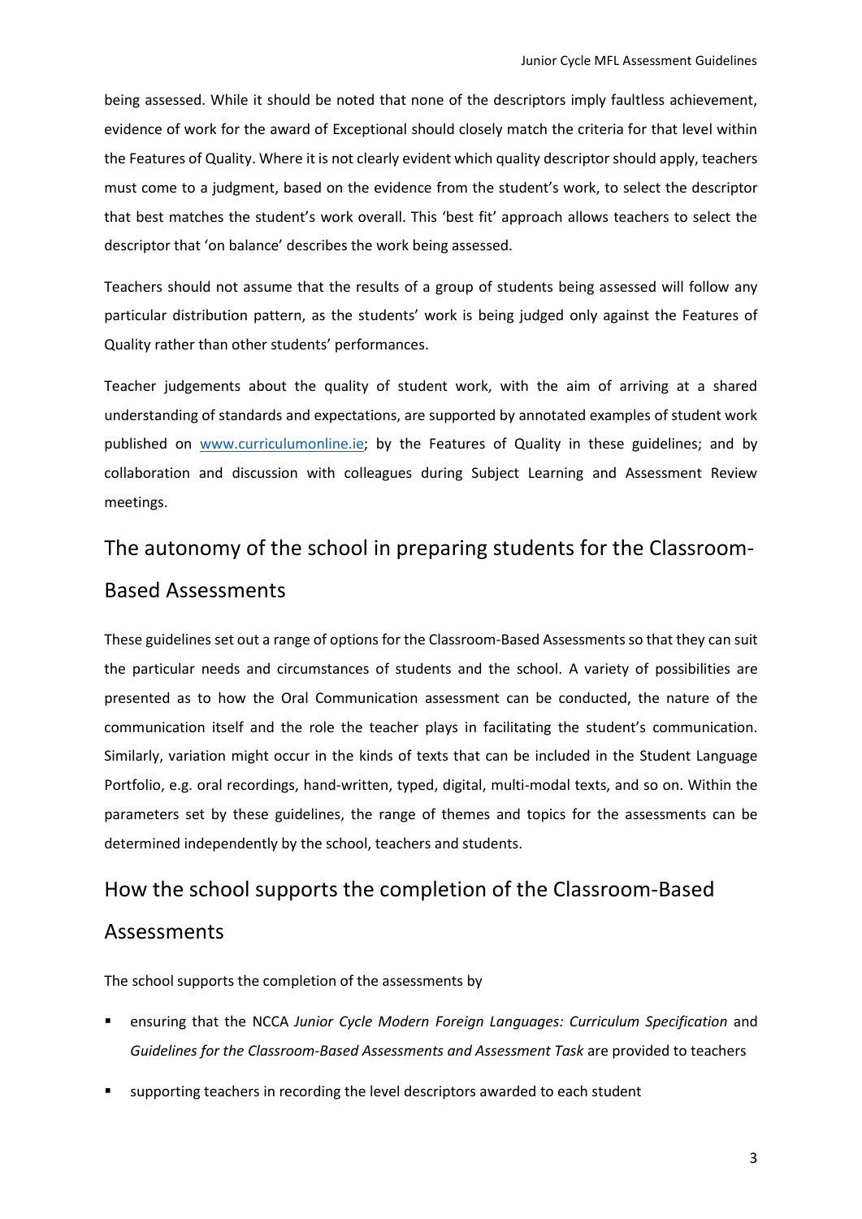being assessed. While it should be noted that none of the descriptors imply faultless achievement, evidence of work for the award of Exceptional should closely match the criteria for that level within the Features of Quality. Where it is not clearly evident which quality descriptor should apply, teachers must come to a judgment, based on the evidence from the student's work, to select the descriptor that best matches the student's work overall. This 'best fit' approach allows teachers to select the descriptor that 'on balance' describes the work being assessed.

Teachers should not assume that the results of a group of students being assessed will follow any particular distribution pattern, as the students' work is being judged only against the Features of Quality rather than other students' performances.

Teacher judgements about the quality of student work, with the aim of arriving at a shared understanding of standards and expectations, are supported by annotated examples of student work published on [www.curriculumonline.ie](http://www.curriculumonline.ie); by the Features of Quality in these guidelines; and by collaboration and discussion with colleagues during Subject Learning and Assessment Review meetings.

## The autonomy of the school in preparing students for the Classroom-Based Assessments

These guidelines set out a range of options for the Classroom-Based Assessments so that they can suit the particular needs and circumstances of students and the school. A variety of possibilities are presented as to how the Oral Communication assessment can be conducted, the nature of the communication itself and the role the teacher plays in facilitating the student's communication. Similarly, variation might occur in the kinds of texts that can be included in the Student Language Portfolio, e.g. oral recordings, hand-written, typed, digital, multi-modal texts, and so on. Within the parameters set by these guidelines, the range of themes and topics for the assessments can be determined independently by the school, teachers and students.

## How the school supports the completion of the Classroom-Based Assessments

The school supports the completion of the assessments by

- ensuring that the NCCA *Junior Cycle Modern Foreign Languages: Curriculum Specification* and *Guidelines for the Classroom-Based Assessments and Assessment Task* are provided to teachers
- supporting teachers in recording the level descriptors awarded to each student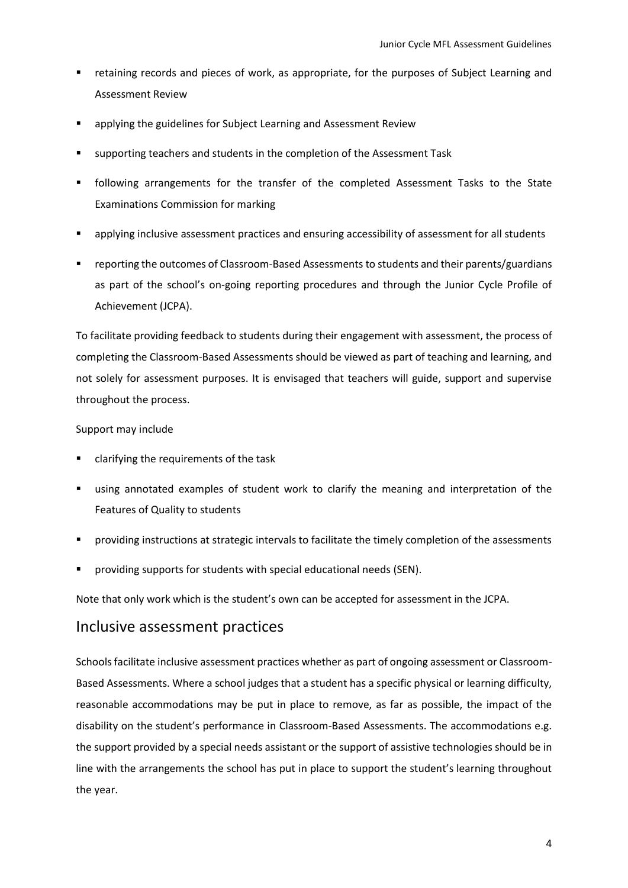- retaining records and pieces of work, as appropriate, for the purposes of Subject Learning and Assessment Review
- applying the guidelines for Subject Learning and Assessment Review
- supporting teachers and students in the completion of the Assessment Task
- following arrangements for the transfer of the completed Assessment Tasks to the State Examinations Commission for marking
- applying inclusive assessment practices and ensuring accessibility of assessment for all students
- reporting the outcomes of Classroom-Based Assessments to students and their parents/guardians as part of the school's on-going reporting procedures and through the Junior Cycle Profile of Achievement (JCPA).

To facilitate providing feedback to students during their engagement with assessment, the process of completing the Classroom-Based Assessments should be viewed as part of teaching and learning, and not solely for assessment purposes. It is envisaged that teachers will guide, support and supervise throughout the process.

Support may include

- clarifying the requirements of the task
- using annotated examples of student work to clarify the meaning and interpretation of the Features of Quality to students
- providing instructions at strategic intervals to facilitate the timely completion of the assessments
- providing supports for students with special educational needs (SEN).

Note that only work which is the student's own can be accepted for assessment in the JCPA.

## Inclusive assessment practices

Schools facilitate inclusive assessment practices whether as part of ongoing assessment or Classroom-Based Assessments. Where a school judges that a student has a specific physical or learning difficulty, reasonable accommodations may be put in place to remove, as far as possible, the impact of the disability on the student's performance in Classroom-Based Assessments. The accommodations e.g. the support provided by a special needs assistant or the support of assistive technologies should be in line with the arrangements the school has put in place to support the student's learning throughout the year.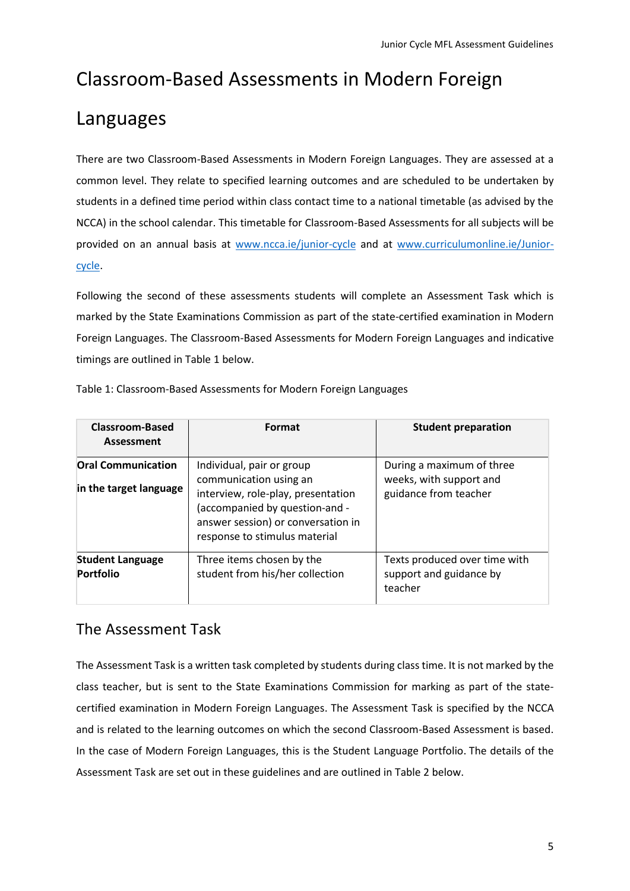# Classroom-Based Assessments in Modern Foreign Languages

There are two Classroom-Based Assessments in Modern Foreign Languages. They are assessed at a common level. They relate to specified learning outcomes and are scheduled to be undertaken by students in a defined time period within class contact time to a national timetable (as advised by the NCCA) in the school calendar. This timetable for Classroom-Based Assessments for all subjects will be provided on an annual basis at [www.ncca.ie/junior-cycle](www.ncca.ie/junior-cycle) and at [www.curriculumonline.ie/Junior-cycle](www.curriculumonline.ie/Junior-cycle).

Following the second of these assessments students will complete an Assessment Task which is marked by the State Examinations Commission as part of the state-certified examination in Modern Foreign Languages. The Classroom-Based Assessments for Modern Foreign Languages and indicative timings are outlined in Table 1 below.

Table 1: Classroom-Based Assessments for Modern Foreign Languages

| Classroom-Based Assessment | Format | Student preparation |
|---|---|---|
| **Oral Communication in the target language** | Individual, pair or group communication using an interview, role-play, presentation (accompanied by question-and - answer session) or conversation in response to stimulus material | During a maximum of three weeks, with support and guidance from teacher |
| **Student Language Portfolio** | Three items chosen by the student from his/her collection | Texts produced over time with support and guidance by teacher |

## The Assessment Task

The Assessment Task is a written task completed by students during class time. It is not marked by the class teacher, but is sent to the State Examinations Commission for marking as part of the state-certified examination in Modern Foreign Languages. The Assessment Task is specified by the NCCA and is related to the learning outcomes on which the second Classroom-Based Assessment is based. In the case of Modern Foreign Languages, this is the Student Language Portfolio. The details of the Assessment Task are set out in these guidelines and are outlined in Table 2 below.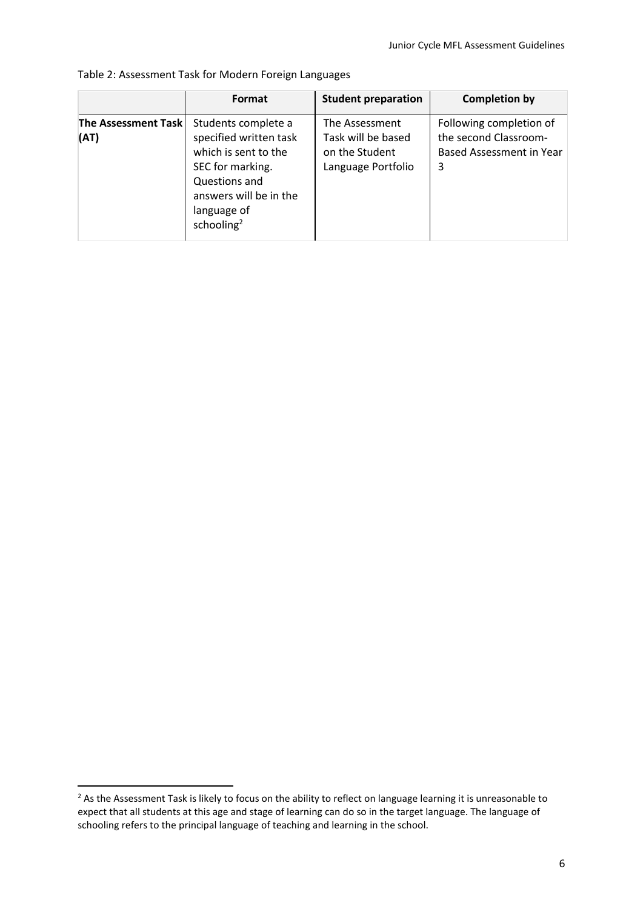Table 2: Assessment Task for Modern Foreign Languages

| | Format | Student preparation | Completion by |
|---|---|---|---|
| **The Assessment Task (AT)** | Students complete a specified written task which is sent to the SEC for marking. Questions and answers will be in the language of schooling[2] | The Assessment Task will be based on the Student Language Portfolio | Following completion of the second Classroom-Based Assessment in Year 3 |

[2] As the Assessment Task is likely to focus on the ability to reflect on language learning it is unreasonable to expect that all students at this age and stage of learning can do so in the target language. The language of schooling refers to the principal language of teaching and learning in the school.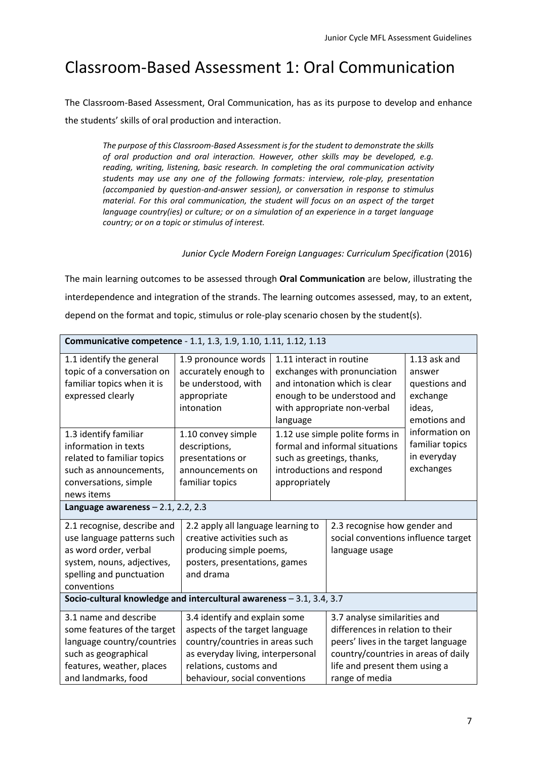# Classroom-Based Assessment 1: Oral Communication

The Classroom-Based Assessment, Oral Communication, has as its purpose to develop and enhance the students' skills of oral production and interaction.

> *The purpose of this Classroom-Based Assessment is for the student to demonstrate the skills of oral production and oral interaction. However, other skills may be developed, e.g. reading, writing, listening, basic research. In completing the oral communication activity students may use any one of the following formats: interview, role-play, presentation (accompanied by question-and-answer session), or conversation in response to stimulus material. For this oral communication, the student will focus on an aspect of the target language country(ies) or culture; or on a simulation of an experience in a target language country; or on a topic or stimulus of interest.*
>
> *Junior Cycle Modern Foreign Languages: Curriculum Specification* (2016)

The main learning outcomes to be assessed through **Oral Communication** are below, illustrating the interdependence and integration of the strands. The learning outcomes assessed, may, to an extent, depend on the format and topic, stimulus or role-play scenario chosen by the student(s).

| **Communicative competence** - 1.1, 1.3, 1.9, 1.10, 1.11, 1.12, 1.13 | | | |
|---|---|---|---|
| 1.1 identify the general topic of a conversation on familiar topics when it is expressed clearly | 1.9 pronounce words accurately enough to be understood, with appropriate intonation | 1.11 interact in routine exchanges with pronunciation and intonation which is clear enough to be understood and with appropriate non-verbal language | 1.13 ask and answer questions and exchange ideas, emotions and information on familiar topics in everyday exchanges |
| 1.3 identify familiar information in texts related to familiar topics such as announcements, conversations, simple news items | 1.10 convey simple descriptions, presentations or announcements on familiar topics | 1.12 use simple polite forms in formal and informal situations such as greetings, thanks, introductions and respond appropriately | |

| **Language awareness** – 2.1, 2.2, 2.3 | | |
|---|---|---|
| 2.1 recognise, describe and use language patterns such as word order, verbal system, nouns, adjectives, spelling and punctuation conventions | 2.2 apply all language learning to creative activities such as producing simple poems, posters, presentations, games and drama | 2.3 recognise how gender and social conventions influence target language usage |

| **Socio-cultural knowledge and intercultural awareness** – 3.1, 3.4, 3.7 | | |
|---|---|---|
| 3.1 name and describe some features of the target language country/countries such as geographical features, weather, places and landmarks, food | 3.4 identify and explain some aspects of the target language country/countries in areas such as everyday living, interpersonal relations, customs and behaviour, social conventions | 3.7 analyse similarities and differences in relation to their peers' lives in the target language country/countries in areas of daily life and present them using a range of media |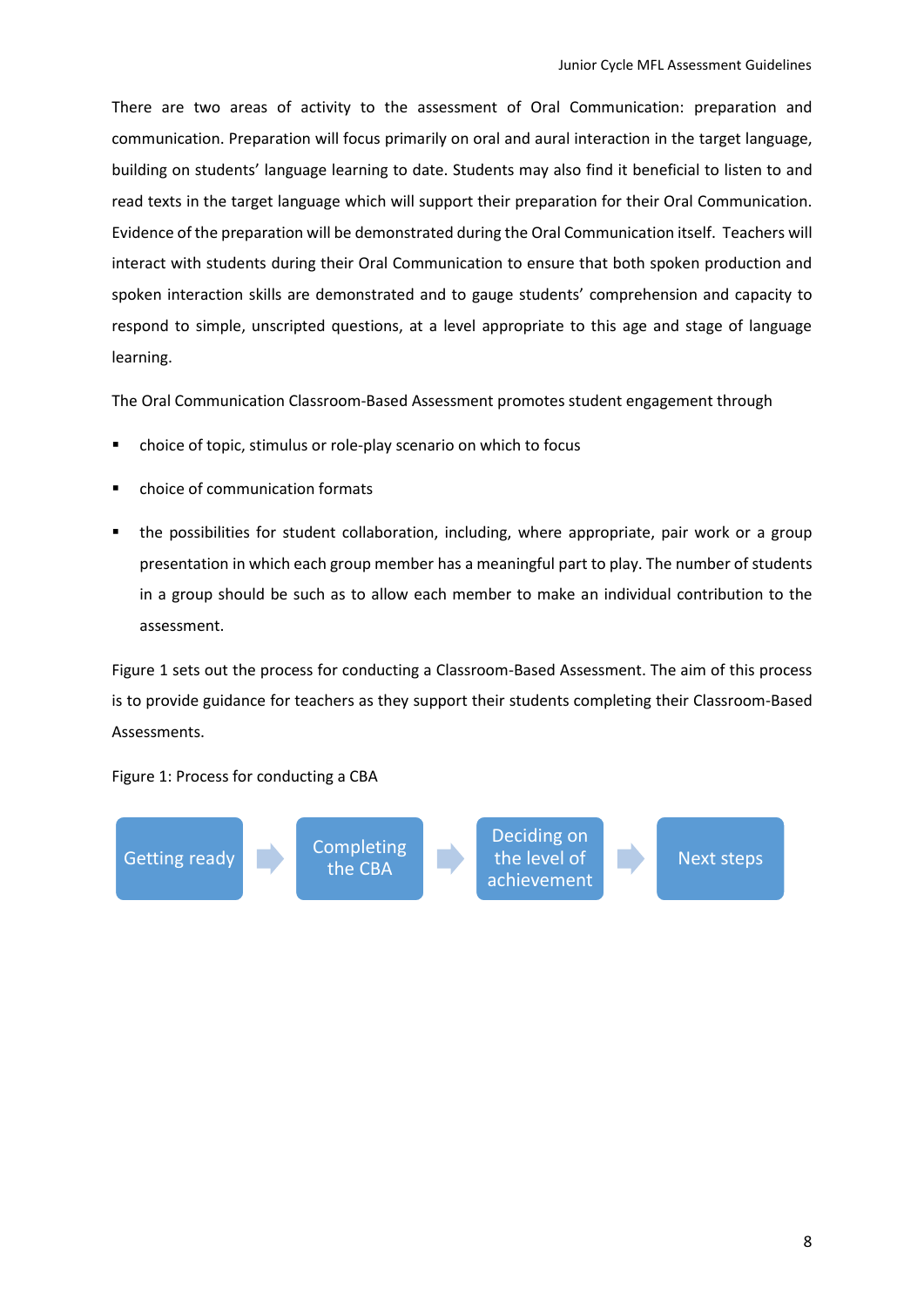There are two areas of activity to the assessment of Oral Communication: preparation and communication. Preparation will focus primarily on oral and aural interaction in the target language, building on students' language learning to date. Students may also find it beneficial to listen to and read texts in the target language which will support their preparation for their Oral Communication. Evidence of the preparation will be demonstrated during the Oral Communication itself. Teachers will interact with students during their Oral Communication to ensure that both spoken production and spoken interaction skills are demonstrated and to gauge students' comprehension and capacity to respond to simple, unscripted questions, at a level appropriate to this age and stage of language learning.

The Oral Communication Classroom-Based Assessment promotes student engagement through

- choice of topic, stimulus or role-play scenario on which to focus
- choice of communication formats
- the possibilities for student collaboration, including, where appropriate, pair work or a group presentation in which each group member has a meaningful part to play. The number of students in a group should be such as to allow each member to make an individual contribution to the assessment.

Figure 1 sets out the process for conducting a Classroom-Based Assessment. The aim of this process is to provide guidance for teachers as they support their students completing their Classroom-Based Assessments.

Figure 1: Process for conducting a CBA

Getting ready → Completing the CBA → Deciding on the level of achievement → Next steps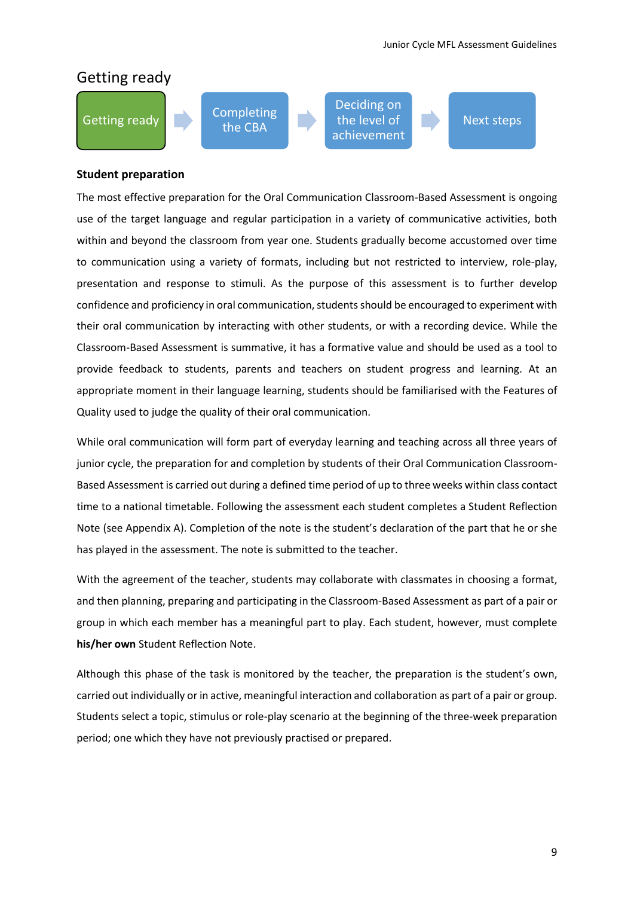## Getting ready

Getting ready → Completing the CBA → Deciding on the level of achievement → Next steps

**Student preparation**

The most effective preparation for the Oral Communication Classroom-Based Assessment is ongoing use of the target language and regular participation in a variety of communicative activities, both within and beyond the classroom from year one. Students gradually become accustomed over time to communication using a variety of formats, including but not restricted to interview, role-play, presentation and response to stimuli. As the purpose of this assessment is to further develop confidence and proficiency in oral communication, students should be encouraged to experiment with their oral communication by interacting with other students, or with a recording device. While the Classroom-Based Assessment is summative, it has a formative value and should be used as a tool to provide feedback to students, parents and teachers on student progress and learning. At an appropriate moment in their language learning, students should be familiarised with the Features of Quality used to judge the quality of their oral communication.

While oral communication will form part of everyday learning and teaching across all three years of junior cycle, the preparation for and completion by students of their Oral Communication Classroom-Based Assessment is carried out during a defined time period of up to three weeks within class contact time to a national timetable. Following the assessment each student completes a Student Reflection Note (see Appendix A). Completion of the note is the student's declaration of the part that he or she has played in the assessment. The note is submitted to the teacher.

With the agreement of the teacher, students may collaborate with classmates in choosing a format, and then planning, preparing and participating in the Classroom-Based Assessment as part of a pair or group in which each member has a meaningful part to play. Each student, however, must complete **his/her own** Student Reflection Note.

Although this phase of the task is monitored by the teacher, the preparation is the student's own, carried out individually or in active, meaningful interaction and collaboration as part of a pair or group. Students select a topic, stimulus or role-play scenario at the beginning of the three-week preparation period; one which they have not previously practised or prepared.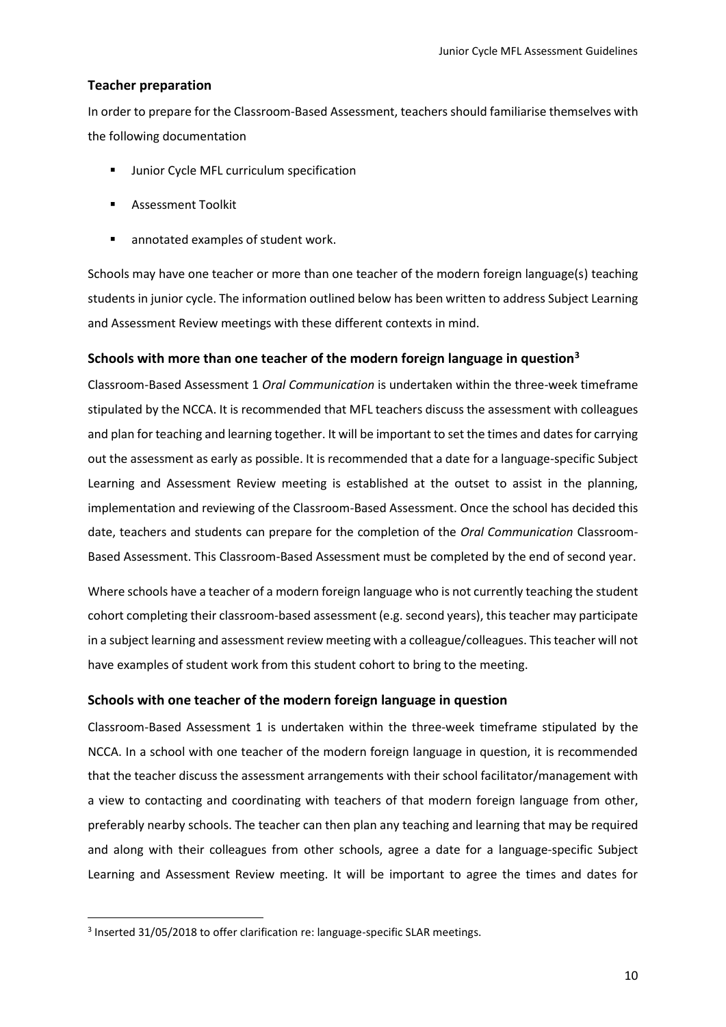### Teacher preparation

In order to prepare for the Classroom-Based Assessment, teachers should familiarise themselves with the following documentation

- Junior Cycle MFL curriculum specification
- Assessment Toolkit
- annotated examples of student work.

Schools may have one teacher or more than one teacher of the modern foreign language(s) teaching students in junior cycle. The information outlined below has been written to address Subject Learning and Assessment Review meetings with these different contexts in mind.

### Schools with more than one teacher of the modern foreign language in question[3]

Classroom-Based Assessment 1 *Oral Communication* is undertaken within the three-week timeframe stipulated by the NCCA. It is recommended that MFL teachers discuss the assessment with colleagues and plan for teaching and learning together. It will be important to set the times and dates for carrying out the assessment as early as possible. It is recommended that a date for a language-specific Subject Learning and Assessment Review meeting is established at the outset to assist in the planning, implementation and reviewing of the Classroom-Based Assessment. Once the school has decided this date, teachers and students can prepare for the completion of the *Oral Communication* Classroom-Based Assessment. This Classroom-Based Assessment must be completed by the end of second year.

Where schools have a teacher of a modern foreign language who is not currently teaching the student cohort completing their classroom-based assessment (e.g. second years), this teacher may participate in a subject learning and assessment review meeting with a colleague/colleagues. This teacher will not have examples of student work from this student cohort to bring to the meeting.

### Schools with one teacher of the modern foreign language in question

Classroom-Based Assessment 1 is undertaken within the three-week timeframe stipulated by the NCCA. In a school with one teacher of the modern foreign language in question, it is recommended that the teacher discuss the assessment arrangements with their school facilitator/management with a view to contacting and coordinating with teachers of that modern foreign language from other, preferably nearby schools. The teacher can then plan any teaching and learning that may be required and along with their colleagues from other schools, agree a date for a language-specific Subject Learning and Assessment Review meeting. It will be important to agree the times and dates for

[3] Inserted 31/05/2018 to offer clarification re: language-specific SLAR meetings.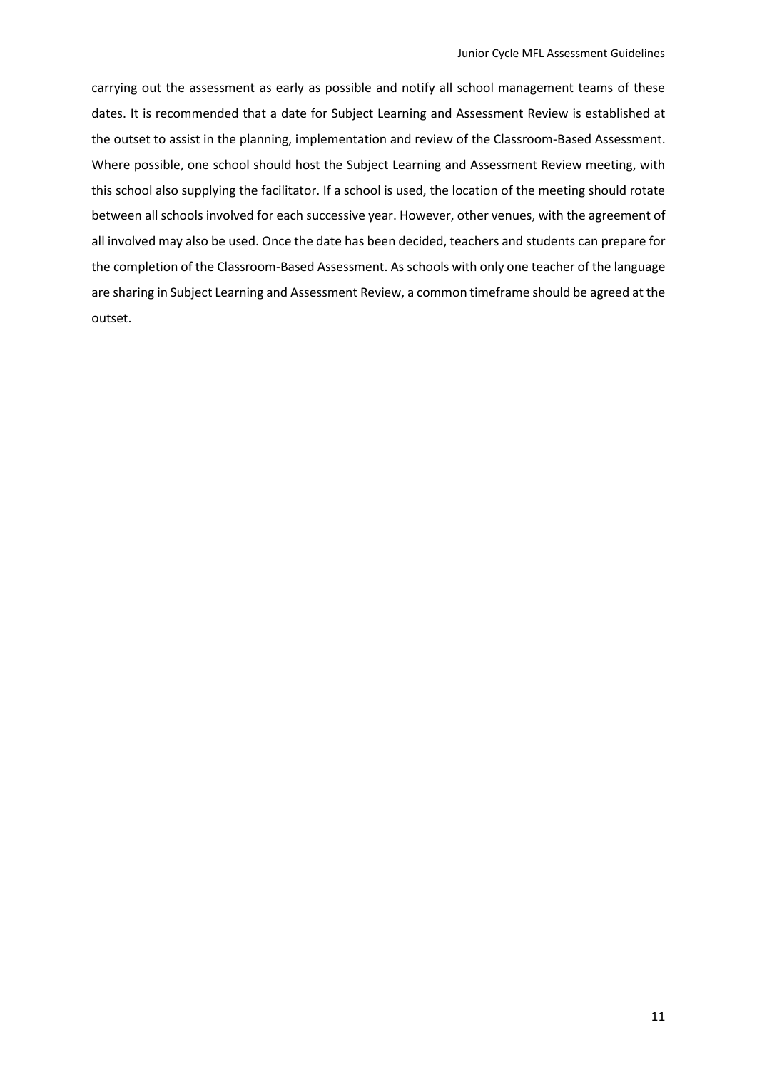carrying out the assessment as early as possible and notify all school management teams of these dates. It is recommended that a date for Subject Learning and Assessment Review is established at the outset to assist in the planning, implementation and review of the Classroom-Based Assessment. Where possible, one school should host the Subject Learning and Assessment Review meeting, with this school also supplying the facilitator. If a school is used, the location of the meeting should rotate between all schools involved for each successive year. However, other venues, with the agreement of all involved may also be used. Once the date has been decided, teachers and students can prepare for the completion of the Classroom-Based Assessment. As schools with only one teacher of the language are sharing in Subject Learning and Assessment Review, a common timeframe should be agreed at the outset.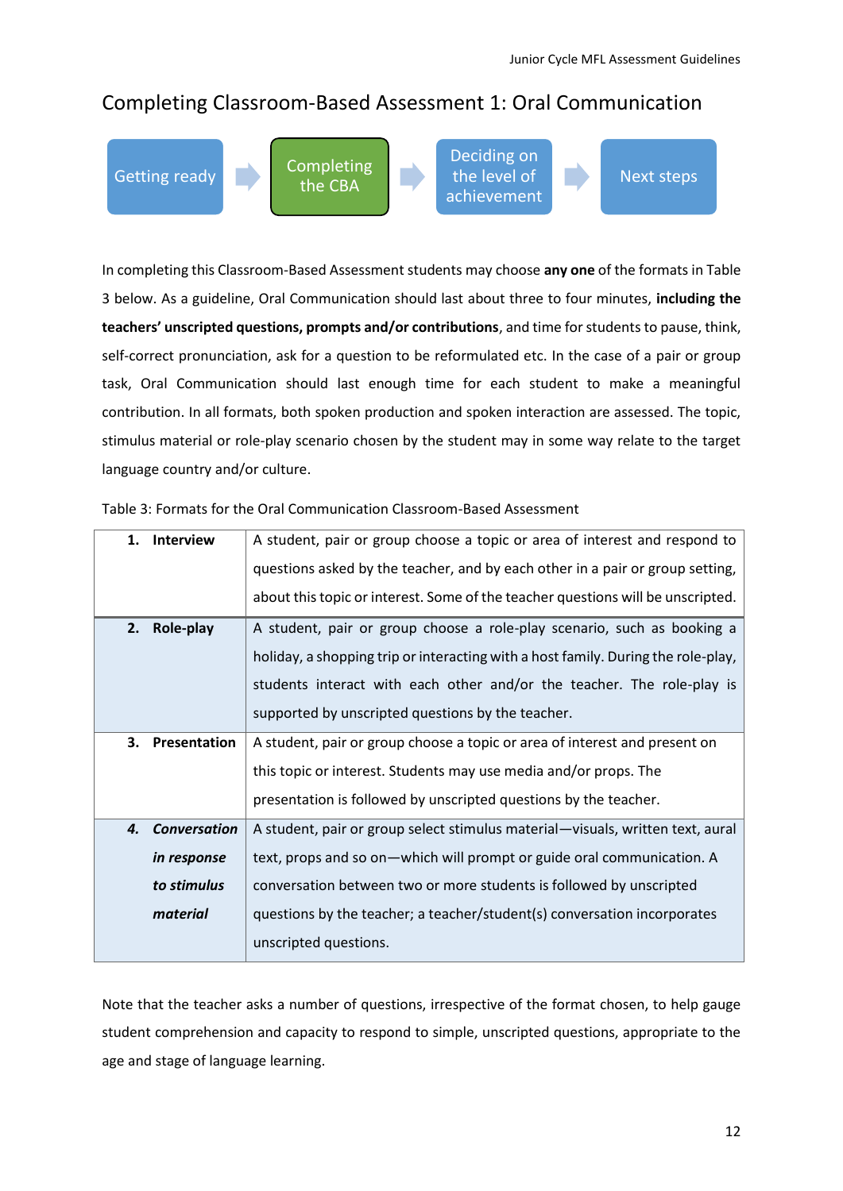## Completing Classroom-Based Assessment 1: Oral Communication

Getting ready → **Completing the CBA** → Deciding on the level of achievement → Next steps

In completing this Classroom-Based Assessment students may choose **any one** of the formats in Table 3 below. As a guideline, Oral Communication should last about three to four minutes, **including the teachers' unscripted questions, prompts and/or contributions**, and time for students to pause, think, self-correct pronunciation, ask for a question to be reformulated etc. In the case of a pair or group task, Oral Communication should last enough time for each student to make a meaningful contribution. In all formats, both spoken production and spoken interaction are assessed. The topic, stimulus material or role-play scenario chosen by the student may in some way relate to the target language country and/or culture.

Table 3: Formats for the Oral Communication Classroom-Based Assessment

| | |
|---|---|
| **1. Interview** | A student, pair or group choose a topic or area of interest and respond to questions asked by the teacher, and by each other in a pair or group setting, about this topic or interest. Some of the teacher questions will be unscripted. |
| **2. Role-play** | A student, pair or group choose a role-play scenario, such as booking a holiday, a shopping trip or interacting with a host family. During the role-play, students interact with each other and/or the teacher. The role-play is supported by unscripted questions by the teacher. |
| **3. Presentation** | A student, pair or group choose a topic or area of interest and present on this topic or interest. Students may use media and/or props. The presentation is followed by unscripted questions by the teacher. |
| ***4. Conversation in response to stimulus material*** | A student, pair or group select stimulus material—visuals, written text, aural text, props and so on—which will prompt or guide oral communication. A conversation between two or more students is followed by unscripted questions by the teacher; a teacher/student(s) conversation incorporates unscripted questions. |

Note that the teacher asks a number of questions, irrespective of the format chosen, to help gauge student comprehension and capacity to respond to simple, unscripted questions, appropriate to the age and stage of language learning.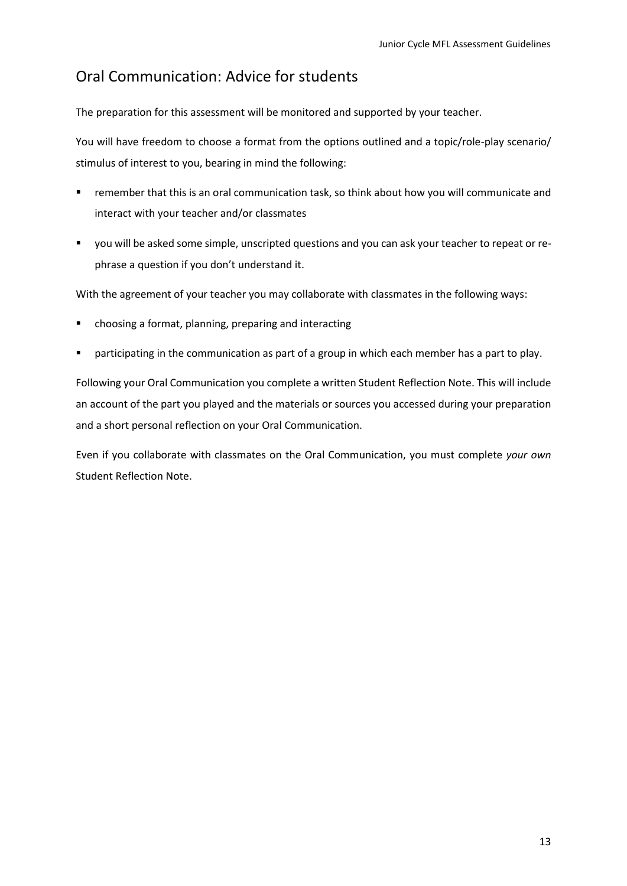## Oral Communication: Advice for students

The preparation for this assessment will be monitored and supported by your teacher.

You will have freedom to choose a format from the options outlined and a topic/role-play scenario/ stimulus of interest to you, bearing in mind the following:

- remember that this is an oral communication task, so think about how you will communicate and interact with your teacher and/or classmates
- you will be asked some simple, unscripted questions and you can ask your teacher to repeat or re-phrase a question if you don't understand it.

With the agreement of your teacher you may collaborate with classmates in the following ways:

- choosing a format, planning, preparing and interacting
- participating in the communication as part of a group in which each member has a part to play.

Following your Oral Communication you complete a written Student Reflection Note. This will include an account of the part you played and the materials or sources you accessed during your preparation and a short personal reflection on your Oral Communication.

Even if you collaborate with classmates on the Oral Communication, you must complete *your own* Student Reflection Note.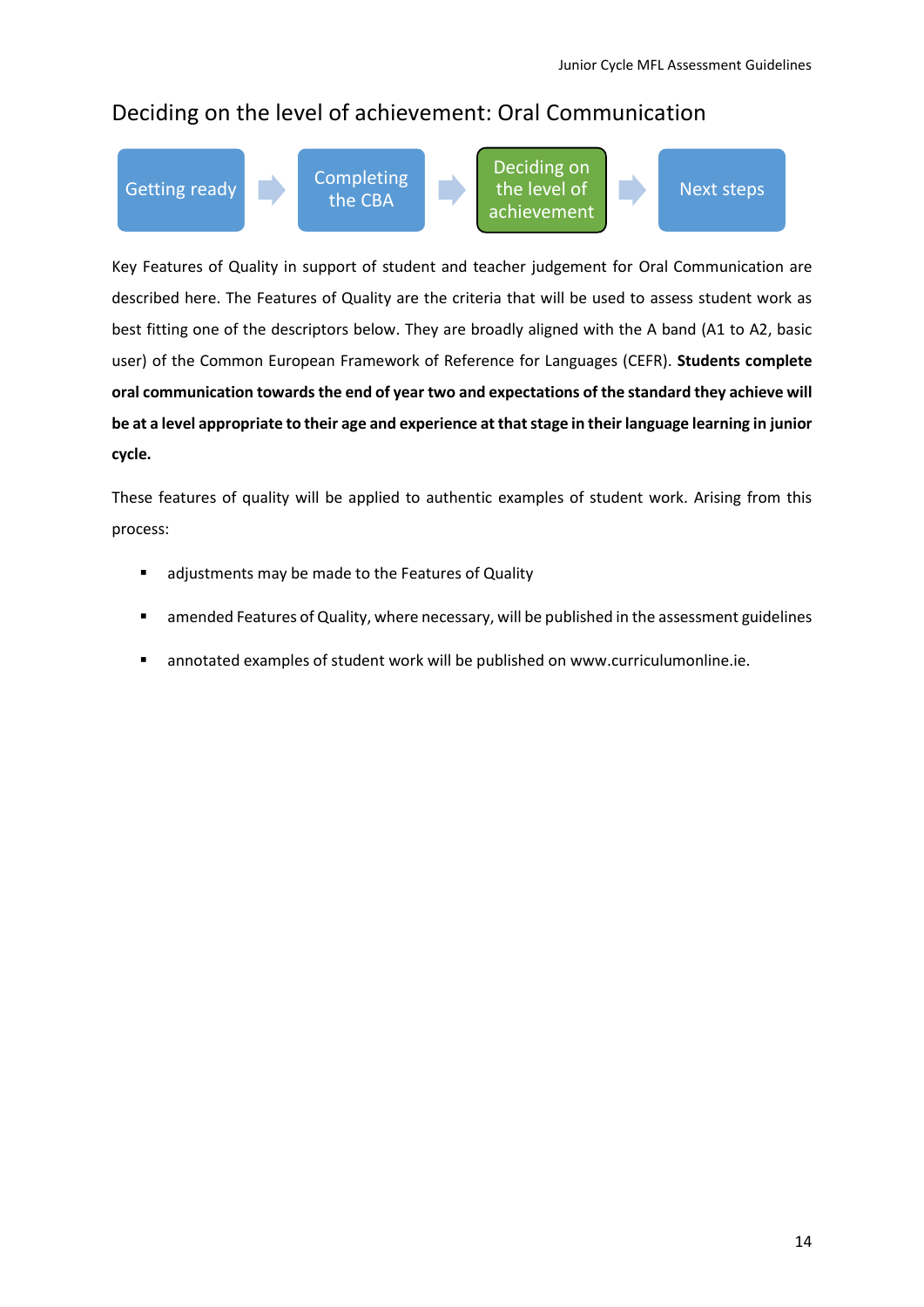## Deciding on the level of achievement: Oral Communication

Getting ready → Completing the CBA → **Deciding on the level of achievement** → Next steps

Key Features of Quality in support of student and teacher judgement for Oral Communication are described here. The Features of Quality are the criteria that will be used to assess student work as best fitting one of the descriptors below. They are broadly aligned with the A band (A1 to A2, basic user) of the Common European Framework of Reference for Languages (CEFR). **Students complete oral communication towards the end of year two and expectations of the standard they achieve will be at a level appropriate to their age and experience at that stage in their language learning in junior cycle.**

These features of quality will be applied to authentic examples of student work. Arising from this process:

- adjustments may be made to the Features of Quality
- amended Features of Quality, where necessary, will be published in the assessment guidelines
- annotated examples of student work will be published on www.curriculumonline.ie.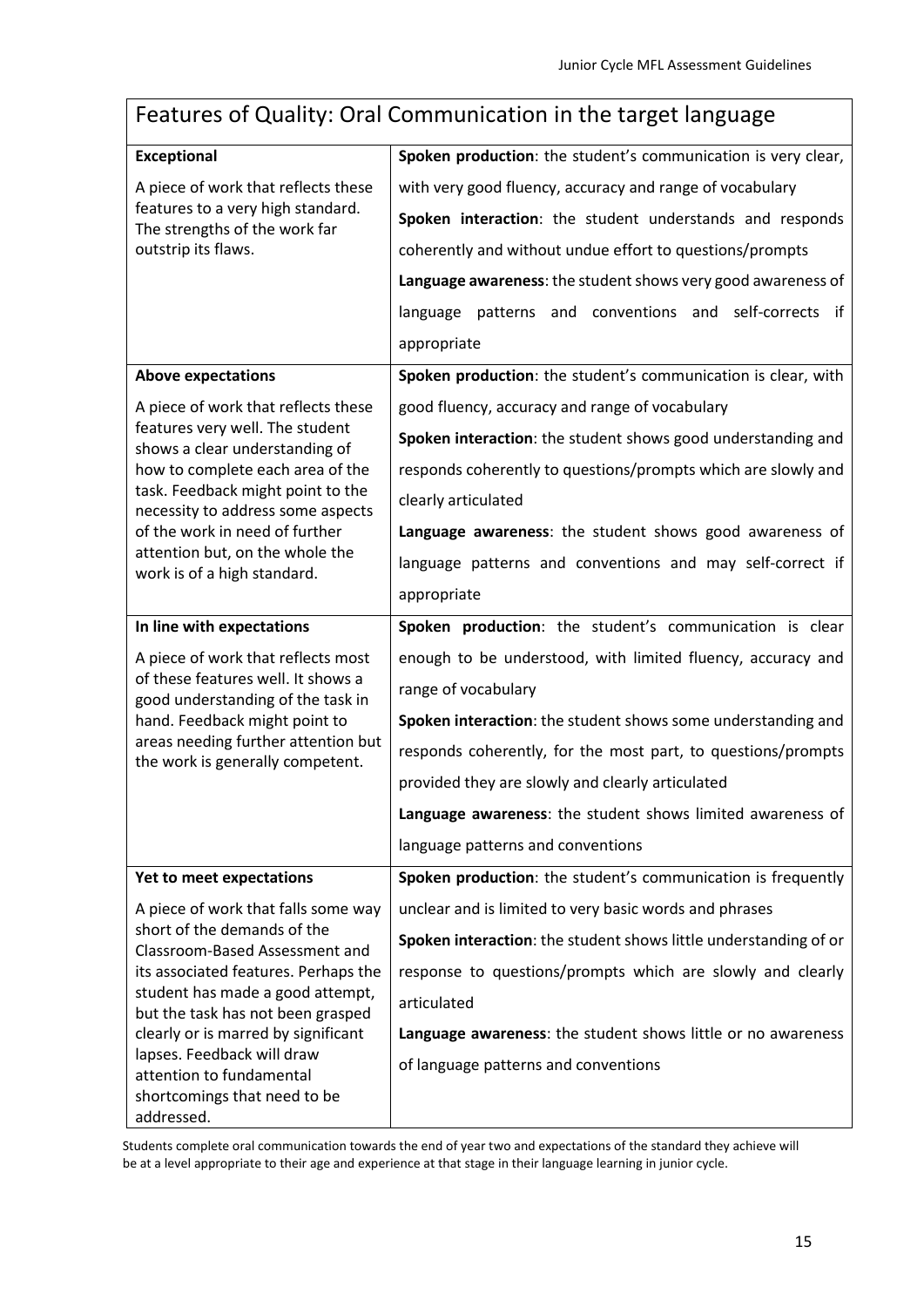| Features of Quality: Oral Communication in the target language | |
|---|---|
| **Exceptional**<br><br>A piece of work that reflects these features to a very high standard. The strengths of the work far outstrip its flaws. | **Spoken production**: the student's communication is very clear, with very good fluency, accuracy and range of vocabulary<br><br>**Spoken interaction**: the student understands and responds coherently and without undue effort to questions/prompts<br><br>**Language awareness**: the student shows very good awareness of language patterns and conventions and self-corrects if appropriate |
| **Above expectations**<br><br>A piece of work that reflects these features very well. The student shows a clear understanding of how to complete each area of the task. Feedback might point to the necessity to address some aspects of the work in need of further attention but, on the whole the work is of a high standard. | **Spoken production**: the student's communication is clear, with good fluency, accuracy and range of vocabulary<br><br>**Spoken interaction**: the student shows good understanding and responds coherently to questions/prompts which are slowly and clearly articulated<br><br>**Language awareness**: the student shows good awareness of language patterns and conventions and may self-correct if appropriate |
| **In line with expectations**<br><br>A piece of work that reflects most of these features well. It shows a good understanding of the task in hand. Feedback might point to areas needing further attention but the work is generally competent. | **Spoken production**: the student's communication is clear enough to be understood, with limited fluency, accuracy and range of vocabulary<br><br>**Spoken interaction**: the student shows some understanding and responds coherently, for the most part, to questions/prompts provided they are slowly and clearly articulated<br><br>**Language awareness**: the student shows limited awareness of language patterns and conventions |
| **Yet to meet expectations**<br><br>A piece of work that falls some way short of the demands of the Classroom-Based Assessment and its associated features. Perhaps the student has made a good attempt, but the task has not been grasped clearly or is marred by significant lapses. Feedback will draw attention to fundamental shortcomings that need to be addressed. | **Spoken production**: the student's communication is frequently unclear and is limited to very basic words and phrases<br><br>**Spoken interaction**: the student shows little understanding of or response to questions/prompts which are slowly and clearly articulated<br><br>**Language awareness**: the student shows little or no awareness of language patterns and conventions |

Students complete oral communication towards the end of year two and expectations of the standard they achieve will be at a level appropriate to their age and experience at that stage in their language learning in junior cycle.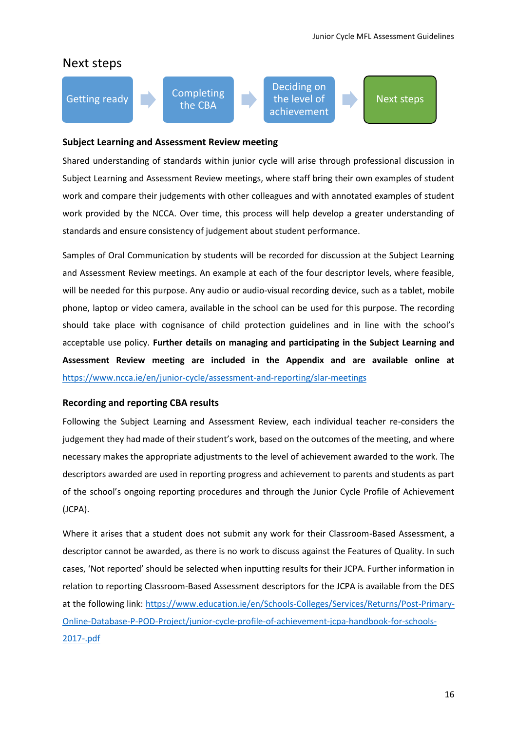## Next steps

Getting ready → Completing the CBA → Deciding on the level of achievement → **Next steps**

### Subject Learning and Assessment Review meeting

Shared understanding of standards within junior cycle will arise through professional discussion in Subject Learning and Assessment Review meetings, where staff bring their own examples of student work and compare their judgements with other colleagues and with annotated examples of student work provided by the NCCA. Over time, this process will help develop a greater understanding of standards and ensure consistency of judgement about student performance.

Samples of Oral Communication by students will be recorded for discussion at the Subject Learning and Assessment Review meetings. An example at each of the four descriptor levels, where feasible, will be needed for this purpose. Any audio or audio-visual recording device, such as a tablet, mobile phone, laptop or video camera, available in the school can be used for this purpose. The recording should take place with cognisance of child protection guidelines and in line with the school's acceptable use policy. **Further details on managing and participating in the Subject Learning and Assessment Review meeting are included in the Appendix and are available online at** https://www.ncca.ie/en/junior-cycle/assessment-and-reporting/slar-meetings

### Recording and reporting CBA results

Following the Subject Learning and Assessment Review, each individual teacher re-considers the judgement they had made of their student's work, based on the outcomes of the meeting, and where necessary makes the appropriate adjustments to the level of achievement awarded to the work. The descriptors awarded are used in reporting progress and achievement to parents and students as part of the school's ongoing reporting procedures and through the Junior Cycle Profile of Achievement (JCPA).

Where it arises that a student does not submit any work for their Classroom-Based Assessment, a descriptor cannot be awarded, as there is no work to discuss against the Features of Quality. In such cases, 'Not reported' should be selected when inputting results for their JCPA. Further information in relation to reporting Classroom-Based Assessment descriptors for the JCPA is available from the DES at the following link: https://www.education.ie/en/Schools-Colleges/Services/Returns/Post-Primary-Online-Database-P-POD-Project/junior-cycle-profile-of-achievement-jcpa-handbook-for-schools-2017-.pdf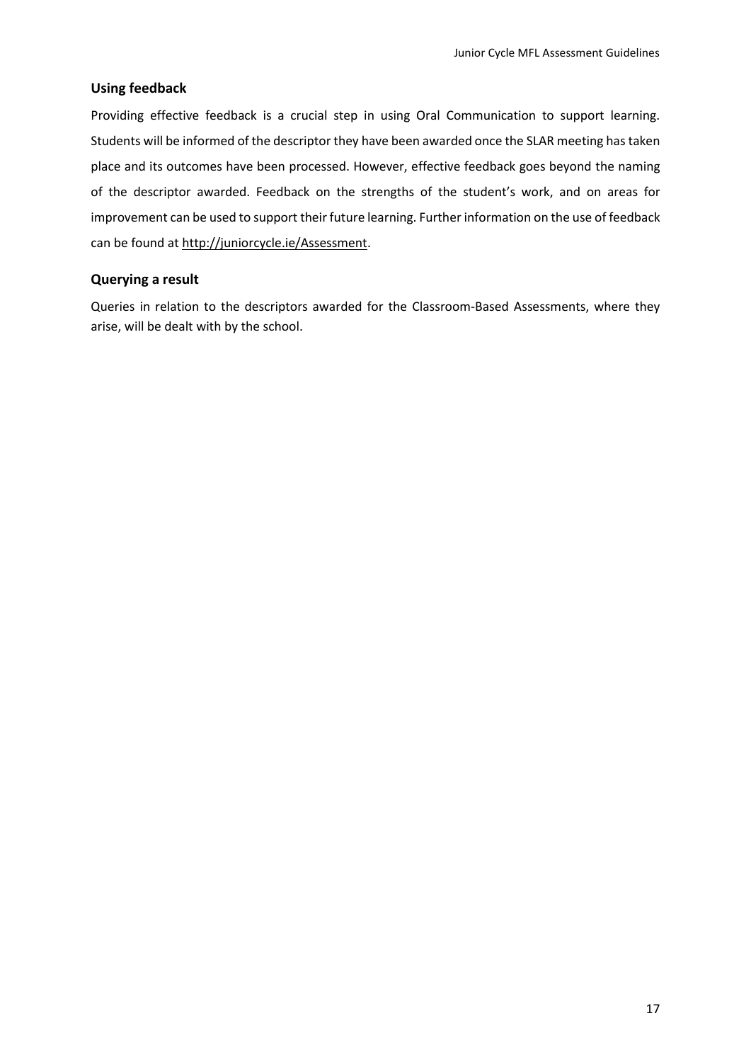## Using feedback

Providing effective feedback is a crucial step in using Oral Communication to support learning. Students will be informed of the descriptor they have been awarded once the SLAR meeting has taken place and its outcomes have been processed. However, effective feedback goes beyond the naming of the descriptor awarded. Feedback on the strengths of the student's work, and on areas for improvement can be used to support their future learning. Further information on the use of feedback can be found at http://juniorcycle.ie/Assessment.

## Querying a result

Queries in relation to the descriptors awarded for the Classroom-Based Assessments, where they arise, will be dealt with by the school.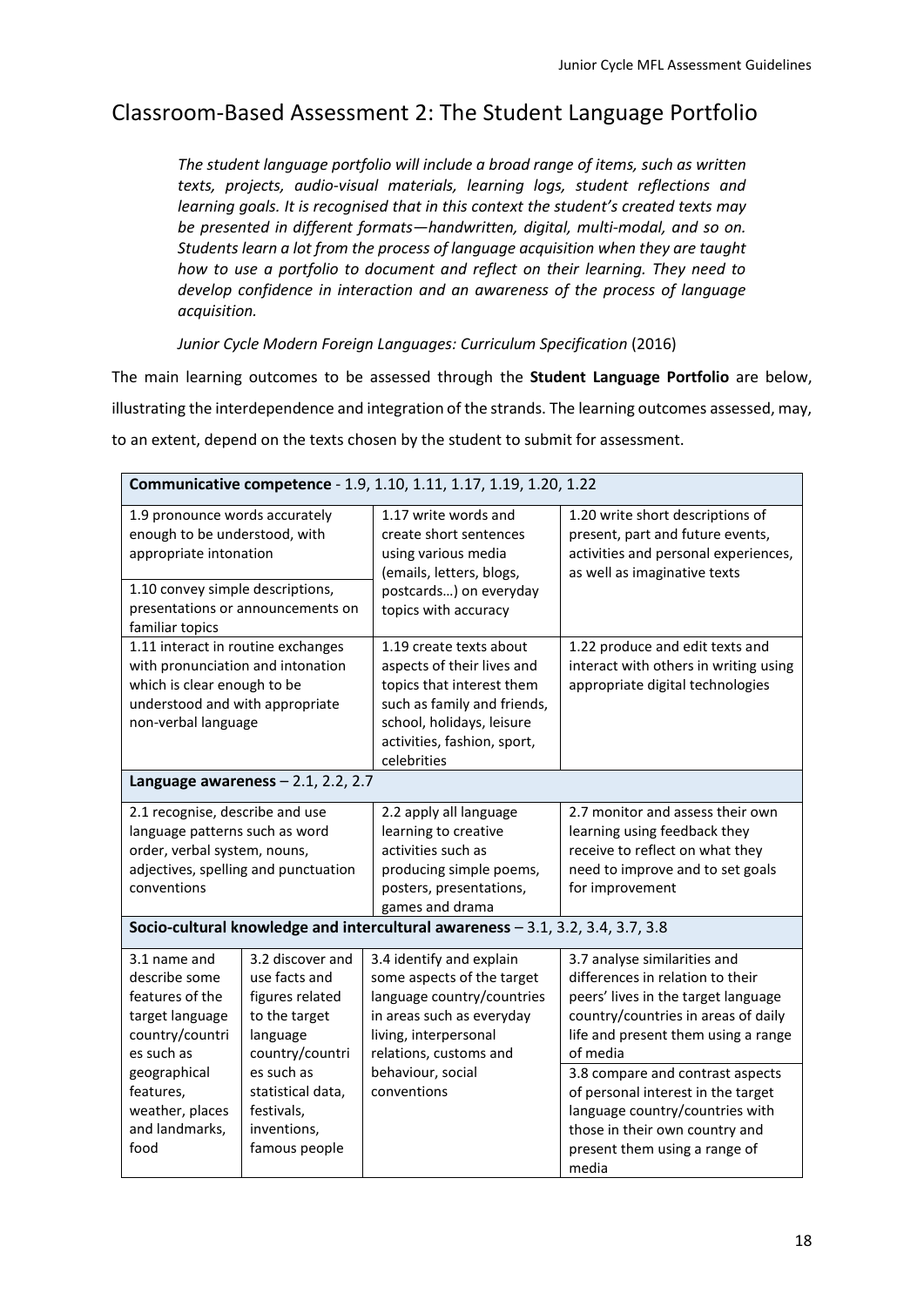## Classroom-Based Assessment 2: The Student Language Portfolio

> *The student language portfolio will include a broad range of items, such as written texts, projects, audio-visual materials, learning logs, student reflections and learning goals. It is recognised that in this context the student's created texts may be presented in different formats—handwritten, digital, multi-modal, and so on. Students learn a lot from the process of language acquisition when they are taught how to use a portfolio to document and reflect on their learning. They need to develop confidence in interaction and an awareness of the process of language acquisition.*
>
> *Junior Cycle Modern Foreign Languages: Curriculum Specification* (2016)

The main learning outcomes to be assessed through the **Student Language Portfolio** are below, illustrating the interdependence and integration of the strands. The learning outcomes assessed, may, to an extent, depend on the texts chosen by the student to submit for assessment.

| **Communicative competence** - 1.9, 1.10, 1.11, 1.17, 1.19, 1.20, 1.22 | | |
|---|---|---|
| 1.9 pronounce words accurately enough to be understood, with appropriate intonation<br><br>1.10 convey simple descriptions, presentations or announcements on familiar topics | 1.17 write words and create short sentences using various media (emails, letters, blogs, postcards…) on everyday topics with accuracy | 1.20 write short descriptions of present, part and future events, activities and personal experiences, as well as imaginative texts |
| 1.11 interact in routine exchanges with pronunciation and intonation which is clear enough to be understood and with appropriate non-verbal language | 1.19 create texts about aspects of their lives and topics that interest them such as family and friends, school, holidays, leisure activities, fashion, sport, celebrities | 1.22 produce and edit texts and interact with others in writing using appropriate digital technologies |
| **Language awareness** – 2.1, 2.2, 2.7 | | |
| 2.1 recognise, describe and use language patterns such as word order, verbal system, nouns, adjectives, spelling and punctuation conventions | 2.2 apply all language learning to creative activities such as producing simple poems, posters, presentations, games and drama | 2.7 monitor and assess their own learning using feedback they receive to reflect on what they need to improve and to set goals for improvement |
| **Socio-cultural knowledge and intercultural awareness** – 3.1, 3.2, 3.4, 3.7, 3.8 | | |
| 3.1 name and describe some features of the target language country/countries such as geographical features, weather, places and landmarks, food<br><br>3.2 discover and use facts and figures related to the target language country/countries such as statistical data, festivals, inventions, famous people | 3.4 identify and explain some aspects of the target language country/countries in areas such as everyday living, interpersonal relations, customs and behaviour, social conventions | 3.7 analyse similarities and differences in relation to their peers' lives in the target language country/countries in areas of daily life and present them using a range of media<br><br>3.8 compare and contrast aspects of personal interest in the target language country/countries with those in their own country and present them using a range of media |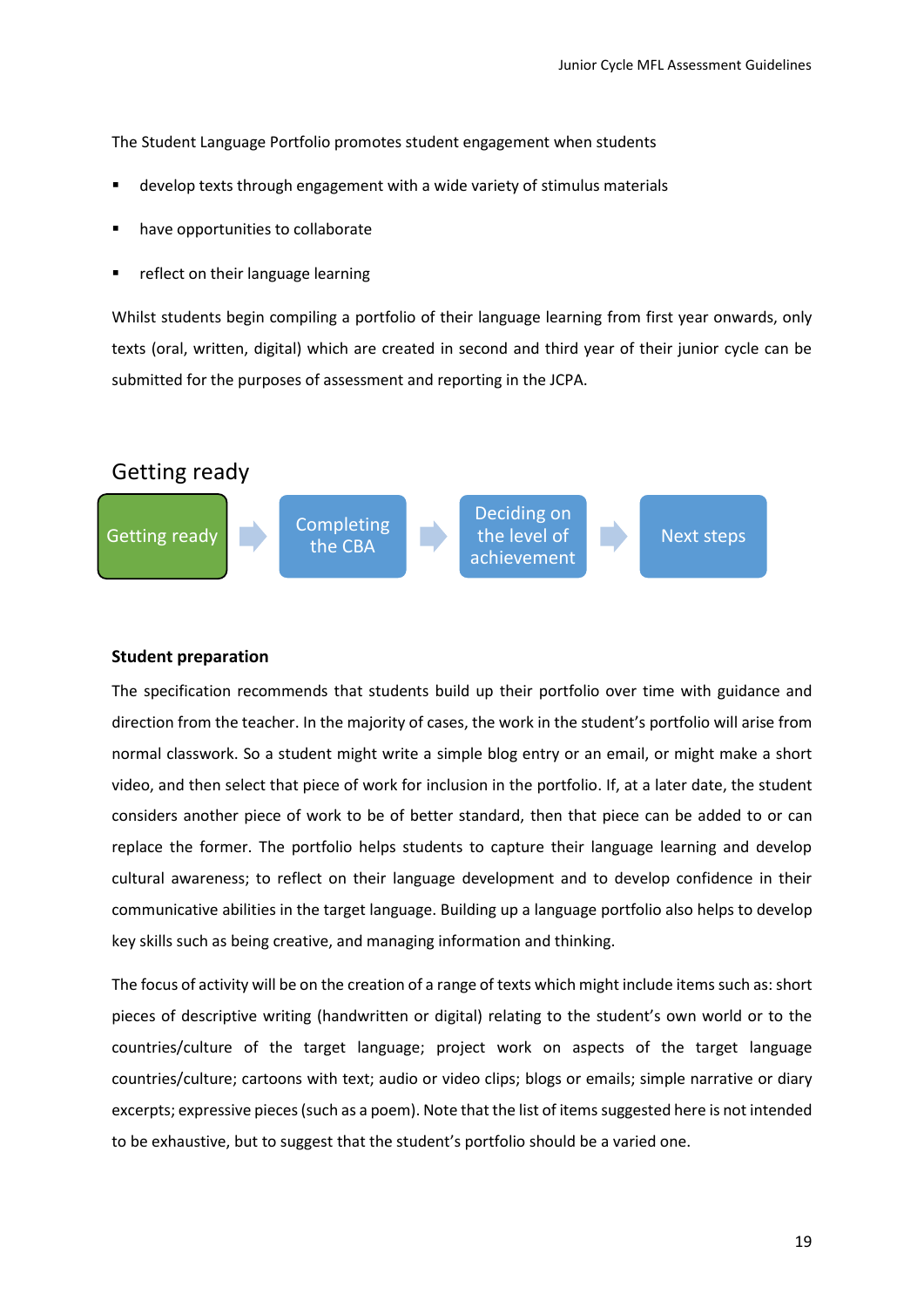The Student Language Portfolio promotes student engagement when students

- develop texts through engagement with a wide variety of stimulus materials
- have opportunities to collaborate
- reflect on their language learning

Whilst students begin compiling a portfolio of their language learning from first year onwards, only texts (oral, written, digital) which are created in second and third year of their junior cycle can be submitted for the purposes of assessment and reporting in the JCPA.

## Getting ready

Getting ready → Completing the CBA → Deciding on the level of achievement → Next steps

### Student preparation

The specification recommends that students build up their portfolio over time with guidance and direction from the teacher. In the majority of cases, the work in the student's portfolio will arise from normal classwork. So a student might write a simple blog entry or an email, or might make a short video, and then select that piece of work for inclusion in the portfolio. If, at a later date, the student considers another piece of work to be of better standard, then that piece can be added to or can replace the former. The portfolio helps students to capture their language learning and develop cultural awareness; to reflect on their language development and to develop confidence in their communicative abilities in the target language. Building up a language portfolio also helps to develop key skills such as being creative, and managing information and thinking.

The focus of activity will be on the creation of a range of texts which might include items such as: short pieces of descriptive writing (handwritten or digital) relating to the student's own world or to the countries/culture of the target language; project work on aspects of the target language countries/culture; cartoons with text; audio or video clips; blogs or emails; simple narrative or diary excerpts; expressive pieces (such as a poem). Note that the list of items suggested here is not intended to be exhaustive, but to suggest that the student's portfolio should be a varied one.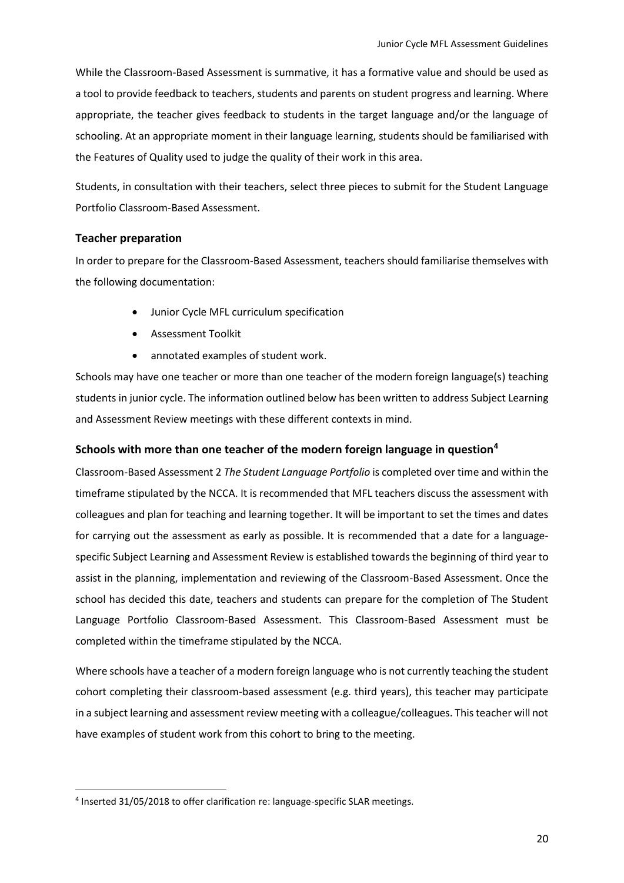While the Classroom-Based Assessment is summative, it has a formative value and should be used as a tool to provide feedback to teachers, students and parents on student progress and learning. Where appropriate, the teacher gives feedback to students in the target language and/or the language of schooling. At an appropriate moment in their language learning, students should be familiarised with the Features of Quality used to judge the quality of their work in this area.

Students, in consultation with their teachers, select three pieces to submit for the Student Language Portfolio Classroom-Based Assessment.

### Teacher preparation

In order to prepare for the Classroom-Based Assessment, teachers should familiarise themselves with the following documentation:

- Junior Cycle MFL curriculum specification
- Assessment Toolkit
- annotated examples of student work.

Schools may have one teacher or more than one teacher of the modern foreign language(s) teaching students in junior cycle. The information outlined below has been written to address Subject Learning and Assessment Review meetings with these different contexts in mind.

### Schools with more than one teacher of the modern foreign language in question[4]

Classroom-Based Assessment 2 *The Student Language Portfolio* is completed over time and within the timeframe stipulated by the NCCA. It is recommended that MFL teachers discuss the assessment with colleagues and plan for teaching and learning together. It will be important to set the times and dates for carrying out the assessment as early as possible. It is recommended that a date for a language-specific Subject Learning and Assessment Review is established towards the beginning of third year to assist in the planning, implementation and reviewing of the Classroom-Based Assessment. Once the school has decided this date, teachers and students can prepare for the completion of The Student Language Portfolio Classroom-Based Assessment. This Classroom-Based Assessment must be completed within the timeframe stipulated by the NCCA.

Where schools have a teacher of a modern foreign language who is not currently teaching the student cohort completing their classroom-based assessment (e.g. third years), this teacher may participate in a subject learning and assessment review meeting with a colleague/colleagues. This teacher will not have examples of student work from this cohort to bring to the meeting.

---

[4] Inserted 31/05/2018 to offer clarification re: language-specific SLAR meetings.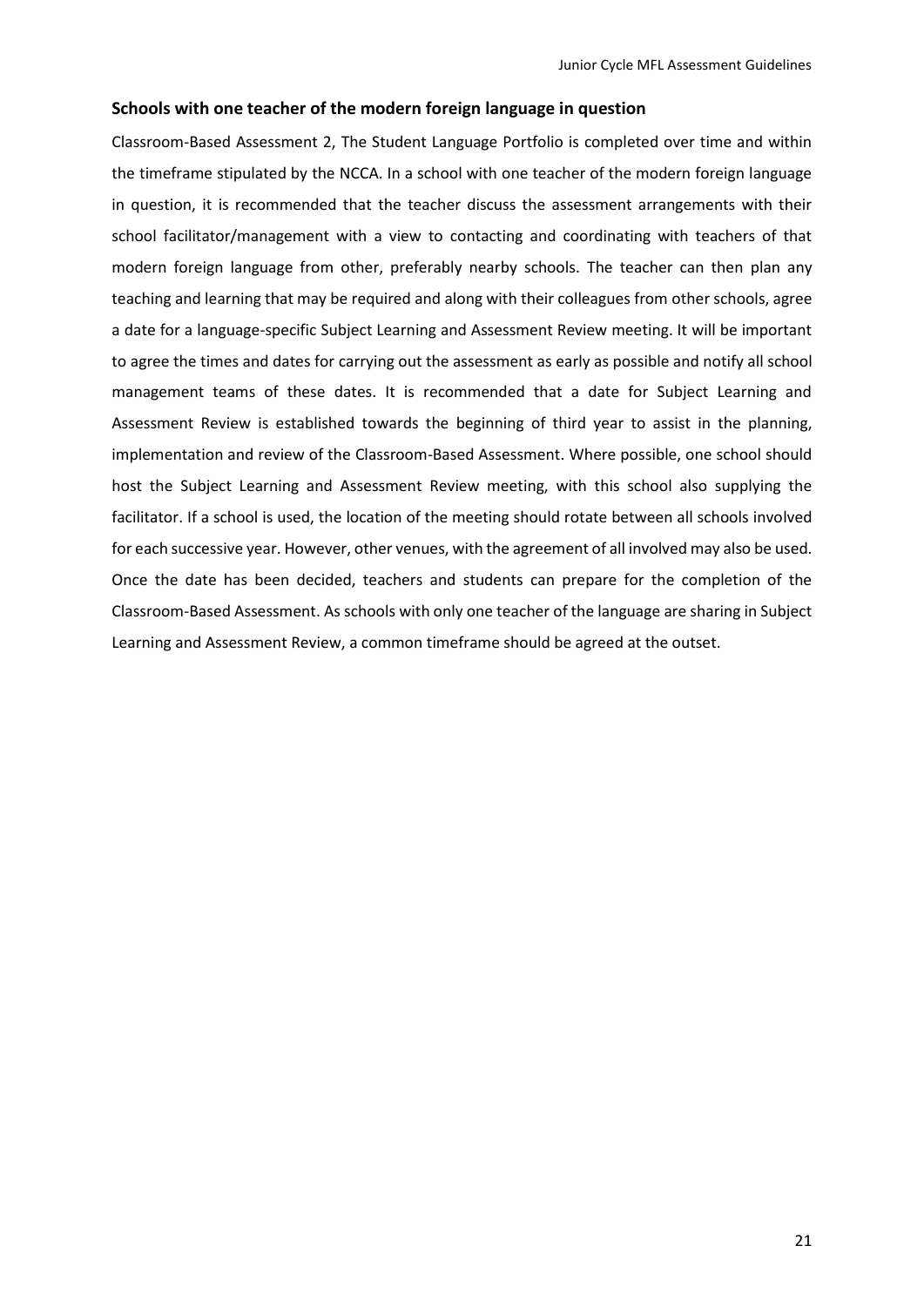### Schools with one teacher of the modern foreign language in question

Classroom-Based Assessment 2, The Student Language Portfolio is completed over time and within the timeframe stipulated by the NCCA. In a school with one teacher of the modern foreign language in question, it is recommended that the teacher discuss the assessment arrangements with their school facilitator/management with a view to contacting and coordinating with teachers of that modern foreign language from other, preferably nearby schools. The teacher can then plan any teaching and learning that may be required and along with their colleagues from other schools, agree a date for a language-specific Subject Learning and Assessment Review meeting. It will be important to agree the times and dates for carrying out the assessment as early as possible and notify all school management teams of these dates. It is recommended that a date for Subject Learning and Assessment Review is established towards the beginning of third year to assist in the planning, implementation and review of the Classroom-Based Assessment. Where possible, one school should host the Subject Learning and Assessment Review meeting, with this school also supplying the facilitator. If a school is used, the location of the meeting should rotate between all schools involved for each successive year. However, other venues, with the agreement of all involved may also be used. Once the date has been decided, teachers and students can prepare for the completion of the Classroom-Based Assessment. As schools with only one teacher of the language are sharing in Subject Learning and Assessment Review, a common timeframe should be agreed at the outset.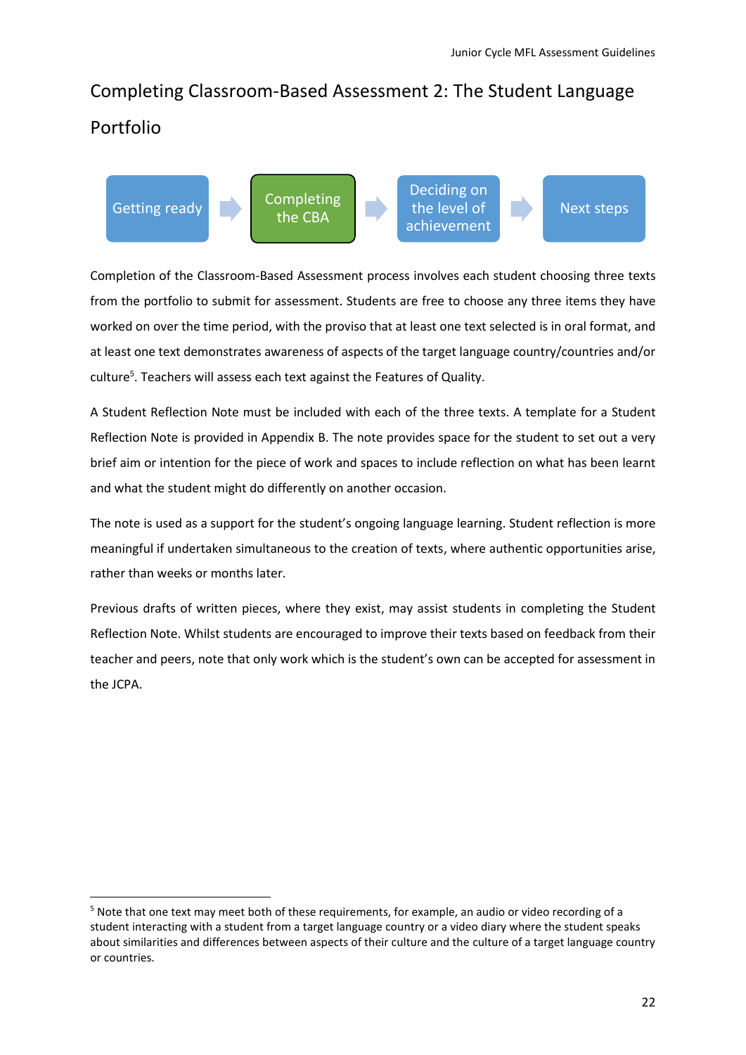# Completing Classroom-Based Assessment 2: The Student Language Portfolio

Getting ready → **Completing the CBA** → Deciding on the level of achievement → Next steps

Completion of the Classroom-Based Assessment process involves each student choosing three texts from the portfolio to submit for assessment. Students are free to choose any three items they have worked on over the time period, with the proviso that at least one text selected is in oral format, and at least one text demonstrates awareness of aspects of the target language country/countries and/or culture[5]. Teachers will assess each text against the Features of Quality.

A Student Reflection Note must be included with each of the three texts. A template for a Student Reflection Note is provided in Appendix B. The note provides space for the student to set out a very brief aim or intention for the piece of work and spaces to include reflection on what has been learnt and what the student might do differently on another occasion.

The note is used as a support for the student's ongoing language learning. Student reflection is more meaningful if undertaken simultaneous to the creation of texts, where authentic opportunities arise, rather than weeks or months later.

Previous drafts of written pieces, where they exist, may assist students in completing the Student Reflection Note. Whilst students are encouraged to improve their texts based on feedback from their teacher and peers, note that only work which is the student's own can be accepted for assessment in the JCPA.

---

[5] Note that one text may meet both of these requirements, for example, an audio or video recording of a student interacting with a student from a target language country or a video diary where the student speaks about similarities and differences between aspects of their culture and the culture of a target language country or countries.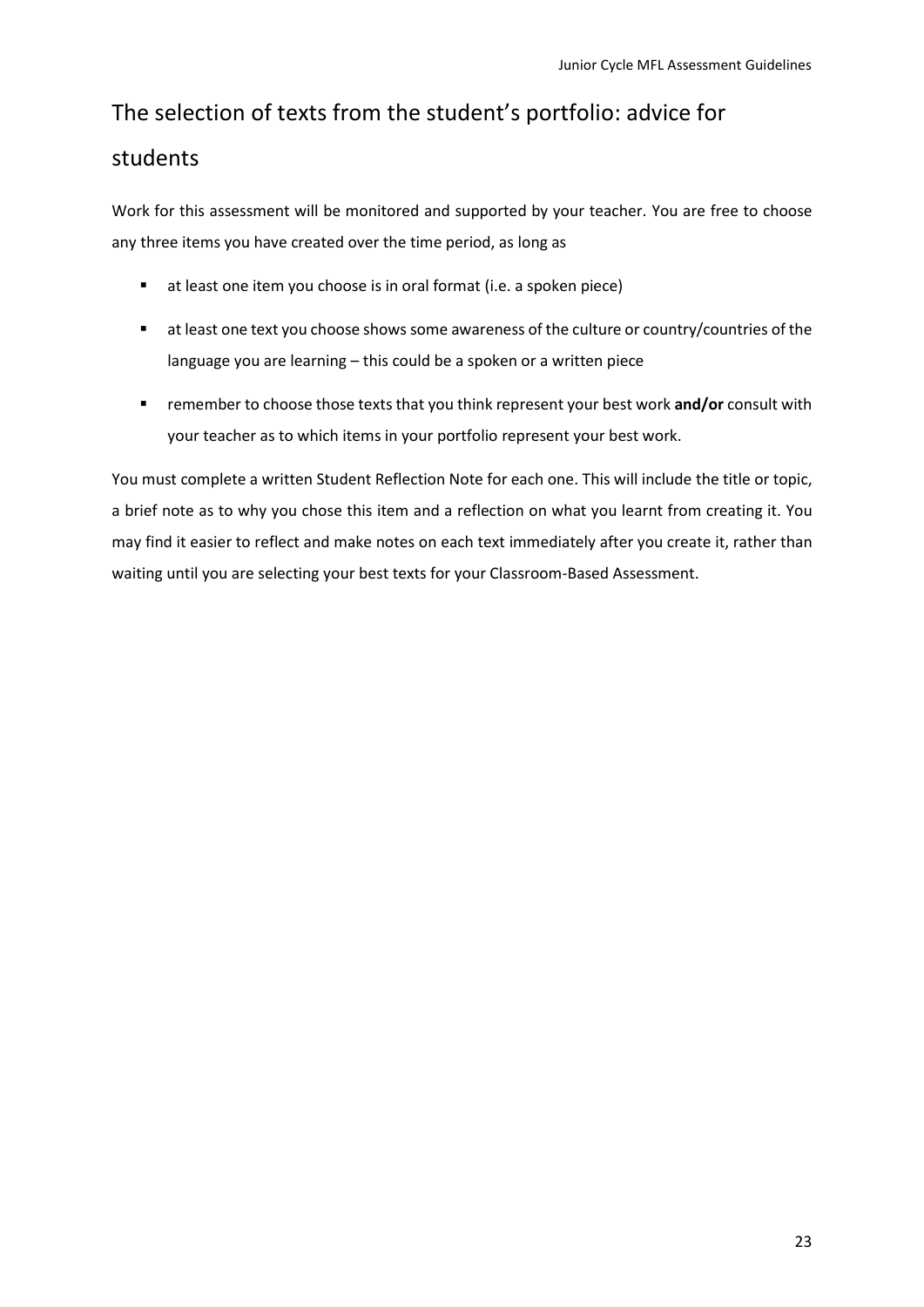# The selection of texts from the student's portfolio: advice for students

Work for this assessment will be monitored and supported by your teacher. You are free to choose any three items you have created over the time period, as long as

- at least one item you choose is in oral format (i.e. a spoken piece)
- at least one text you choose shows some awareness of the culture or country/countries of the language you are learning – this could be a spoken or a written piece
- remember to choose those texts that you think represent your best work **and/or** consult with your teacher as to which items in your portfolio represent your best work.

You must complete a written Student Reflection Note for each one. This will include the title or topic, a brief note as to why you chose this item and a reflection on what you learnt from creating it. You may find it easier to reflect and make notes on each text immediately after you create it, rather than waiting until you are selecting your best texts for your Classroom-Based Assessment.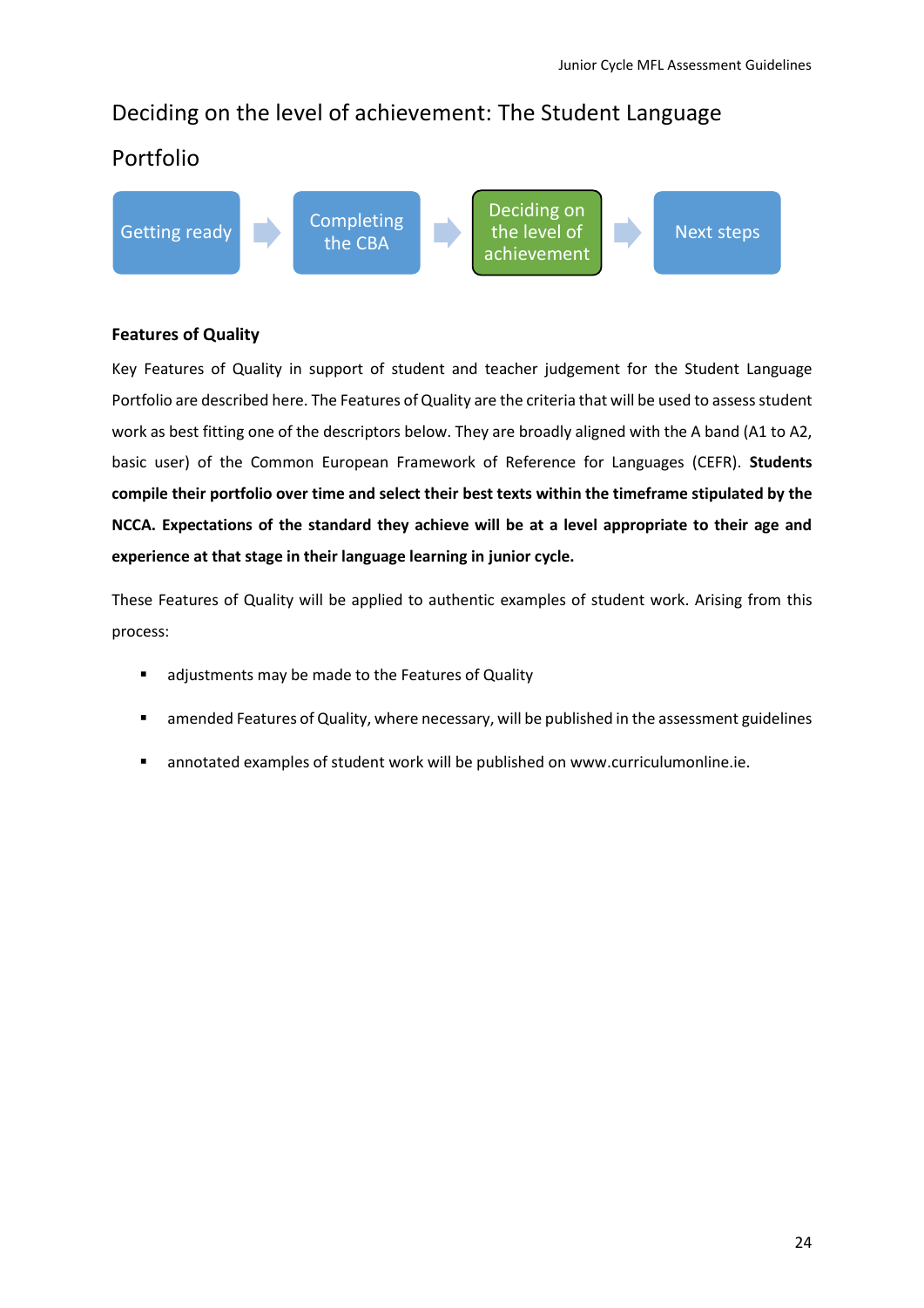# Deciding on the level of achievement: The Student Language Portfolio

Getting ready → Completing the CBA → **Deciding on the level of achievement** → Next steps

### Features of Quality

Key Features of Quality in support of student and teacher judgement for the Student Language Portfolio are described here. The Features of Quality are the criteria that will be used to assess student work as best fitting one of the descriptors below. They are broadly aligned with the A band (A1 to A2, basic user) of the Common European Framework of Reference for Languages (CEFR). **Students compile their portfolio over time and select their best texts within the timeframe stipulated by the NCCA. Expectations of the standard they achieve will be at a level appropriate to their age and experience at that stage in their language learning in junior cycle.**

These Features of Quality will be applied to authentic examples of student work. Arising from this process:

- adjustments may be made to the Features of Quality
- amended Features of Quality, where necessary, will be published in the assessment guidelines
- annotated examples of student work will be published on www.curriculumonline.ie.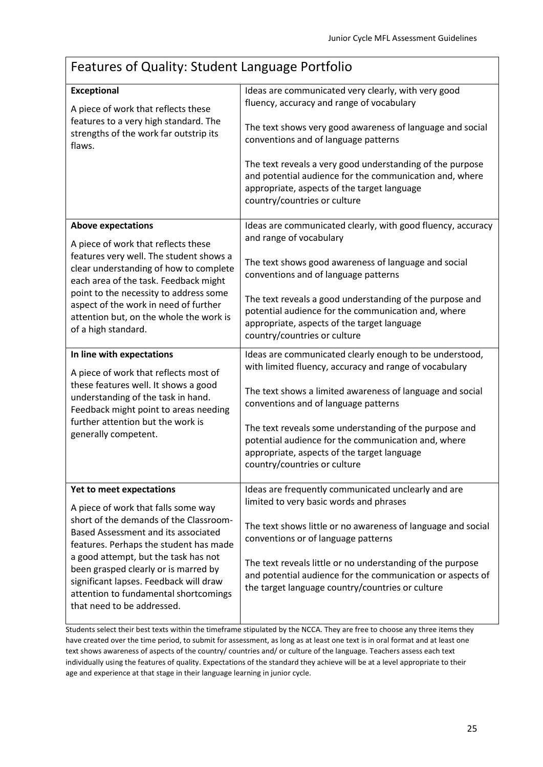| Features of Quality: Student Language Portfolio | |
|---|---|
| **Exceptional**<br><br>A piece of work that reflects these features to a very high standard. The strengths of the work far outstrip its flaws. | Ideas are communicated very clearly, with very good fluency, accuracy and range of vocabulary<br><br>The text shows very good awareness of language and social conventions and of language patterns<br><br>The text reveals a very good understanding of the purpose and potential audience for the communication and, where appropriate, aspects of the target language country/countries or culture |
| **Above expectations**<br><br>A piece of work that reflects these features very well. The student shows a clear understanding of how to complete each area of the task. Feedback might point to the necessity to address some aspect of the work in need of further attention but, on the whole the work is of a high standard. | Ideas are communicated clearly, with good fluency, accuracy and range of vocabulary<br><br>The text shows good awareness of language and social conventions and of language patterns<br><br>The text reveals a good understanding of the purpose and potential audience for the communication and, where appropriate, aspects of the target language country/countries or culture |
| **In line with expectations**<br><br>A piece of work that reflects most of these features well. It shows a good understanding of the task in hand. Feedback might point to areas needing further attention but the work is generally competent. | Ideas are communicated clearly enough to be understood, with limited fluency, accuracy and range of vocabulary<br><br>The text shows a limited awareness of language and social conventions and of language patterns<br><br>The text reveals some understanding of the purpose and potential audience for the communication and, where appropriate, aspects of the target language country/countries or culture |
| **Yet to meet expectations**<br><br>A piece of work that falls some way short of the demands of the Classroom-Based Assessment and its associated features. Perhaps the student has made a good attempt, but the task has not been grasped clearly or is marred by significant lapses. Feedback will draw attention to fundamental shortcomings that need to be addressed. | Ideas are frequently communicated unclearly and are limited to very basic words and phrases<br><br>The text shows little or no awareness of language and social conventions or of language patterns<br><br>The text reveals little or no understanding of the purpose and potential audience for the communication or aspects of the target language country/countries or culture |

Students select their best texts within the timeframe stipulated by the NCCA. They are free to choose any three items they have created over the time period, to submit for assessment, as long as at least one text is in oral format and at least one text shows awareness of aspects of the country/ countries and/ or culture of the language. Teachers assess each text individually using the features of quality. Expectations of the standard they achieve will be at a level appropriate to their age and experience at that stage in their language learning in junior cycle.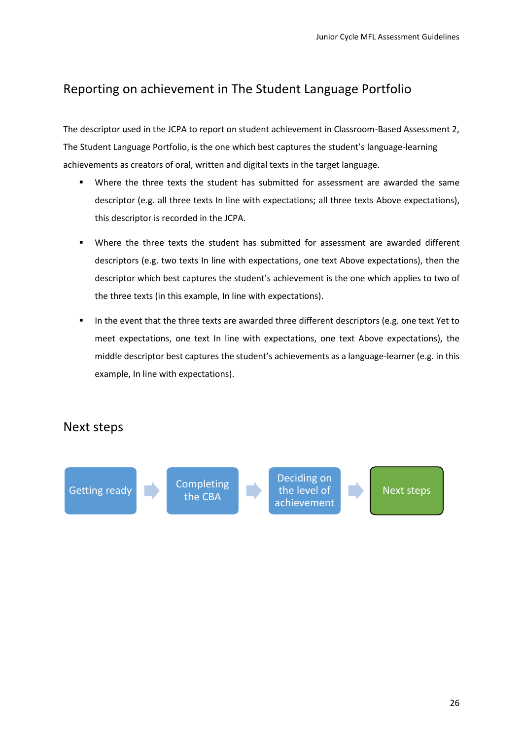## Reporting on achievement in The Student Language Portfolio

The descriptor used in the JCPA to report on student achievement in Classroom-Based Assessment 2, The Student Language Portfolio, is the one which best captures the student's language-learning achievements as creators of oral, written and digital texts in the target language.

- Where the three texts the student has submitted for assessment are awarded the same descriptor (e.g. all three texts In line with expectations; all three texts Above expectations), this descriptor is recorded in the JCPA.

- Where the three texts the student has submitted for assessment are awarded different descriptors (e.g. two texts In line with expectations, one text Above expectations), then the descriptor which best captures the student's achievement is the one which applies to two of the three texts (in this example, In line with expectations).

- In the event that the three texts are awarded three different descriptors (e.g. one text Yet to meet expectations, one text In line with expectations, one text Above expectations), the middle descriptor best captures the student's achievements as a language-learner (e.g. in this example, In line with expectations).

## Next steps

Getting ready → Completing the CBA → Deciding on the level of achievement → **Next steps**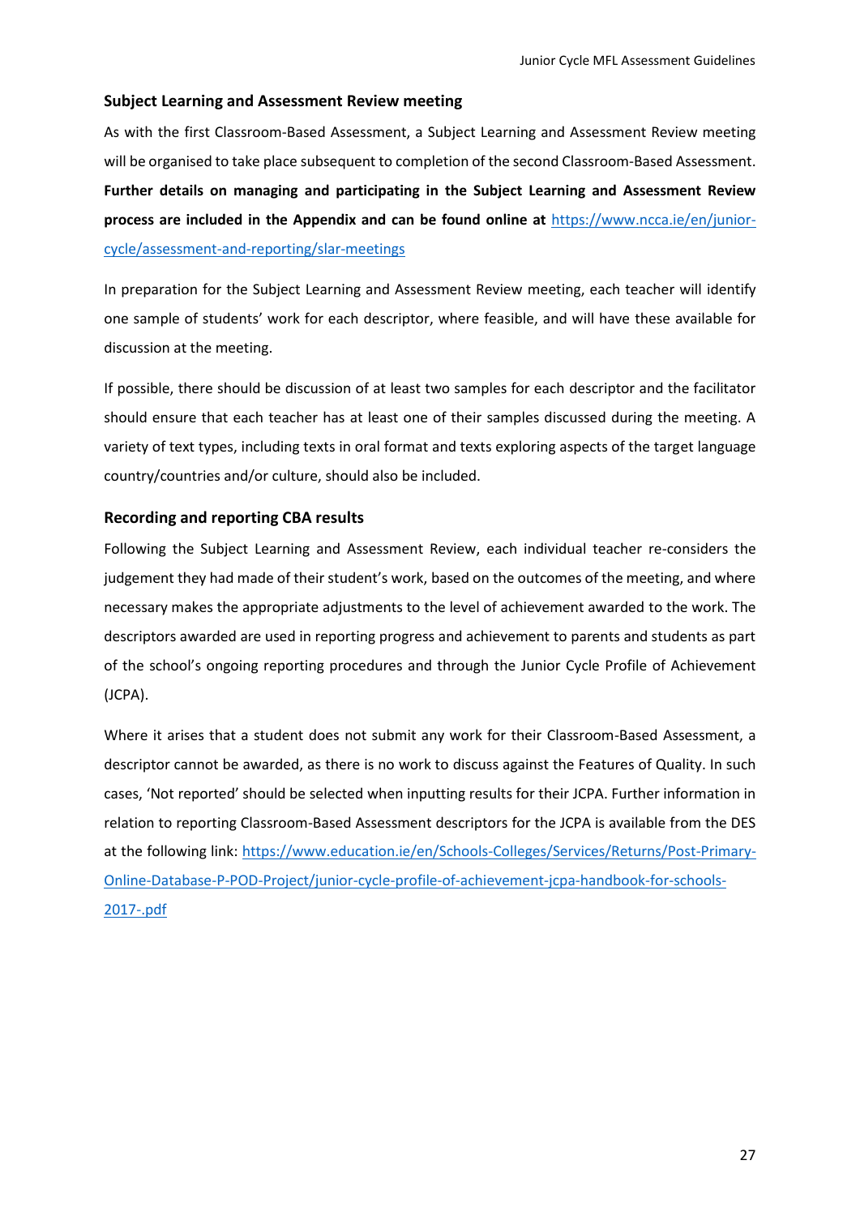### Subject Learning and Assessment Review meeting

As with the first Classroom-Based Assessment, a Subject Learning and Assessment Review meeting will be organised to take place subsequent to completion of the second Classroom-Based Assessment. **Further details on managing and participating in the Subject Learning and Assessment Review process are included in the Appendix and can be found online at** https://www.ncca.ie/en/junior-cycle/assessment-and-reporting/slar-meetings

In preparation for the Subject Learning and Assessment Review meeting, each teacher will identify one sample of students' work for each descriptor, where feasible, and will have these available for discussion at the meeting.

If possible, there should be discussion of at least two samples for each descriptor and the facilitator should ensure that each teacher has at least one of their samples discussed during the meeting. A variety of text types, including texts in oral format and texts exploring aspects of the target language country/countries and/or culture, should also be included.

### Recording and reporting CBA results

Following the Subject Learning and Assessment Review, each individual teacher re-considers the judgement they had made of their student's work, based on the outcomes of the meeting, and where necessary makes the appropriate adjustments to the level of achievement awarded to the work. The descriptors awarded are used in reporting progress and achievement to parents and students as part of the school's ongoing reporting procedures and through the Junior Cycle Profile of Achievement (JCPA).

Where it arises that a student does not submit any work for their Classroom-Based Assessment, a descriptor cannot be awarded, as there is no work to discuss against the Features of Quality. In such cases, 'Not reported' should be selected when inputting results for their JCPA. Further information in relation to reporting Classroom-Based Assessment descriptors for the JCPA is available from the DES at the following link: https://www.education.ie/en/Schools-Colleges/Services/Returns/Post-Primary-Online-Database-P-POD-Project/junior-cycle-profile-of-achievement-jcpa-handbook-for-schools-2017-.pdf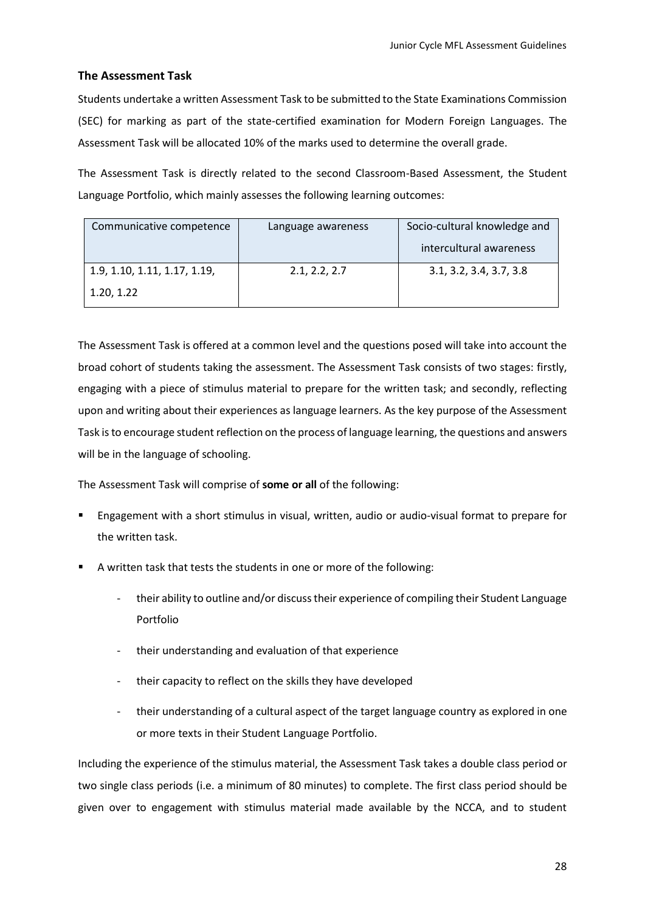### The Assessment Task

Students undertake a written Assessment Task to be submitted to the State Examinations Commission (SEC) for marking as part of the state-certified examination for Modern Foreign Languages. The Assessment Task will be allocated 10% of the marks used to determine the overall grade.

The Assessment Task is directly related to the second Classroom-Based Assessment, the Student Language Portfolio, which mainly assesses the following learning outcomes:

| Communicative competence | Language awareness | Socio-cultural knowledge and intercultural awareness |
|---|---|---|
| 1.9, 1.10, 1.11, 1.17, 1.19, 1.20, 1.22 | 2.1, 2.2, 2.7 | 3.1, 3.2, 3.4, 3.7, 3.8 |

The Assessment Task is offered at a common level and the questions posed will take into account the broad cohort of students taking the assessment. The Assessment Task consists of two stages: firstly, engaging with a piece of stimulus material to prepare for the written task; and secondly, reflecting upon and writing about their experiences as language learners. As the key purpose of the Assessment Task is to encourage student reflection on the process of language learning, the questions and answers will be in the language of schooling.

The Assessment Task will comprise of **some or all** of the following:

- Engagement with a short stimulus in visual, written, audio or audio-visual format to prepare for the written task.
- A written task that tests the students in one or more of the following:
  - their ability to outline and/or discuss their experience of compiling their Student Language Portfolio
  - their understanding and evaluation of that experience
  - their capacity to reflect on the skills they have developed
  - their understanding of a cultural aspect of the target language country as explored in one or more texts in their Student Language Portfolio.

Including the experience of the stimulus material, the Assessment Task takes a double class period or two single class periods (i.e. a minimum of 80 minutes) to complete. The first class period should be given over to engagement with stimulus material made available by the NCCA, and to student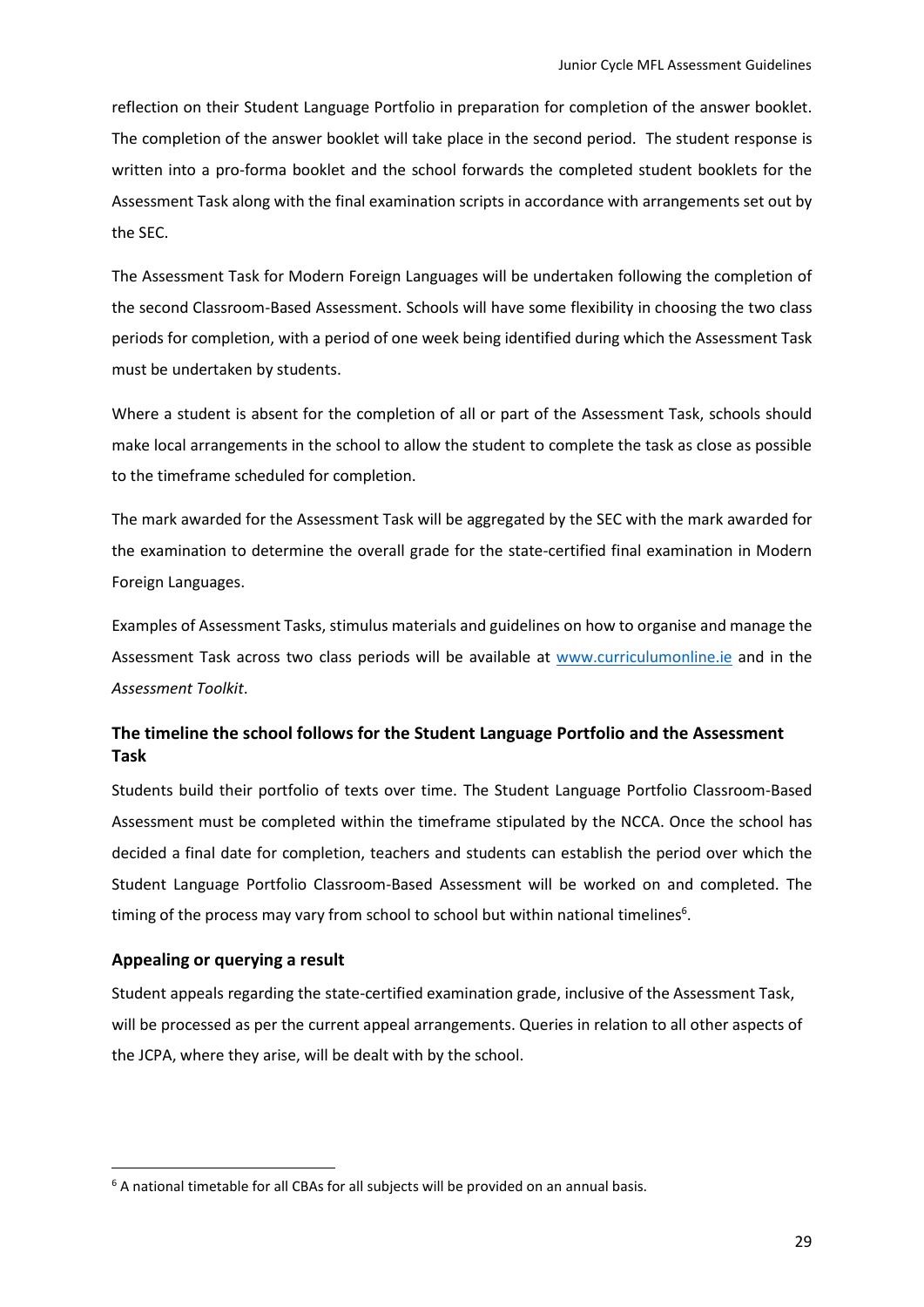reflection on their Student Language Portfolio in preparation for completion of the answer booklet. The completion of the answer booklet will take place in the second period. The student response is written into a pro-forma booklet and the school forwards the completed student booklets for the Assessment Task along with the final examination scripts in accordance with arrangements set out by the SEC.

The Assessment Task for Modern Foreign Languages will be undertaken following the completion of the second Classroom-Based Assessment. Schools will have some flexibility in choosing the two class periods for completion, with a period of one week being identified during which the Assessment Task must be undertaken by students.

Where a student is absent for the completion of all or part of the Assessment Task, schools should make local arrangements in the school to allow the student to complete the task as close as possible to the timeframe scheduled for completion.

The mark awarded for the Assessment Task will be aggregated by the SEC with the mark awarded for the examination to determine the overall grade for the state-certified final examination in Modern Foreign Languages.

Examples of Assessment Tasks, stimulus materials and guidelines on how to organise and manage the Assessment Task across two class periods will be available at [www.curriculumonline.ie](http://www.curriculumonline.ie) and in the *Assessment Toolkit*.

### The timeline the school follows for the Student Language Portfolio and the Assessment Task

Students build their portfolio of texts over time. The Student Language Portfolio Classroom-Based Assessment must be completed within the timeframe stipulated by the NCCA. Once the school has decided a final date for completion, teachers and students can establish the period over which the Student Language Portfolio Classroom-Based Assessment will be worked on and completed. The timing of the process may vary from school to school but within national timelines[6].

### Appealing or querying a result

Student appeals regarding the state-certified examination grade, inclusive of the Assessment Task, will be processed as per the current appeal arrangements. Queries in relation to all other aspects of the JCPA, where they arise, will be dealt with by the school.

[6] A national timetable for all CBAs for all subjects will be provided on an annual basis.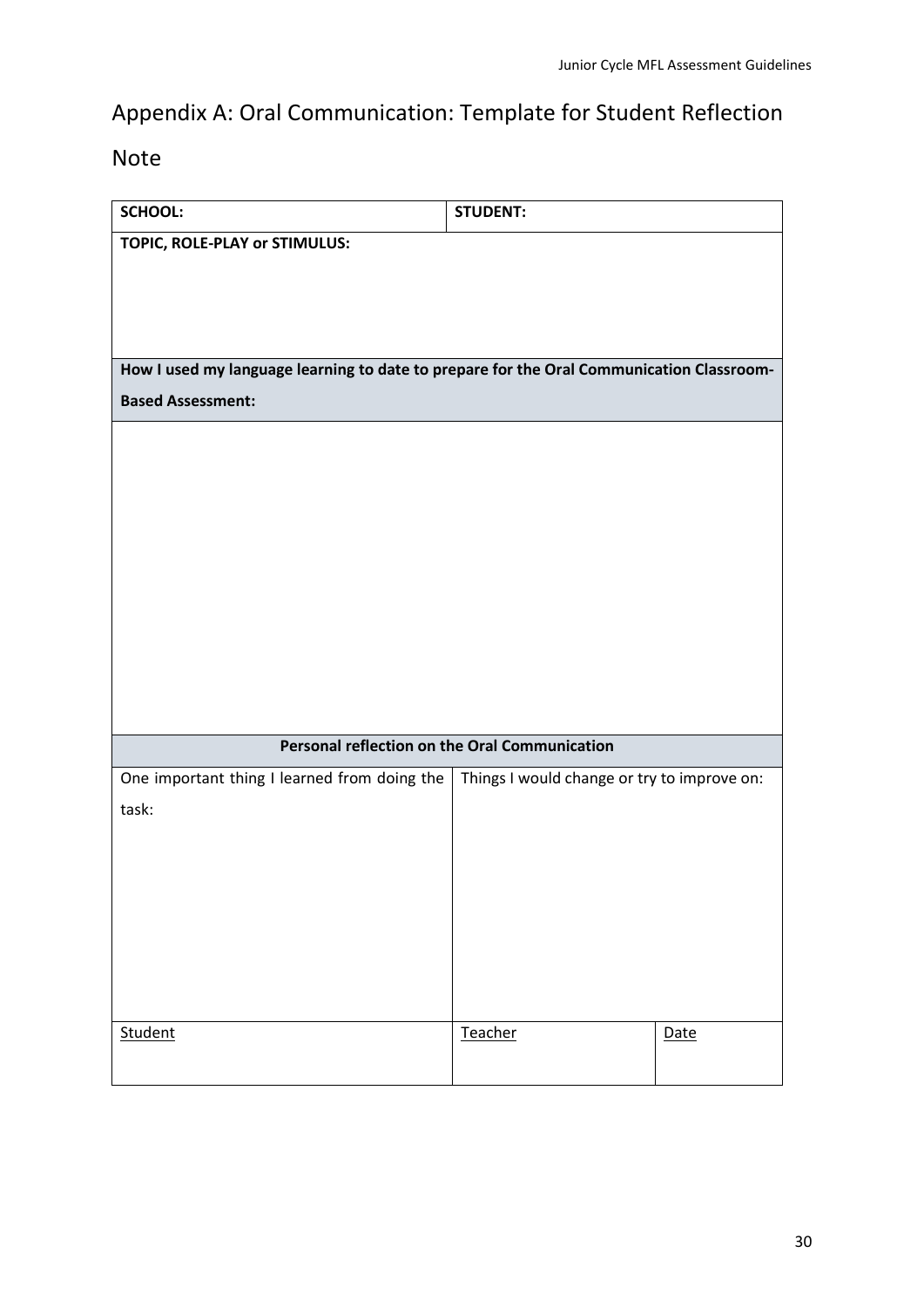## Appendix A: Oral Communication: Template for Student Reflection

## Note

| SCHOOL: | STUDENT: | |
|---|---|---|
| **TOPIC, ROLE-PLAY or STIMULUS:** | | |
| **How I used my language learning to date to prepare for the Oral Communication Classroom-Based Assessment:** | | |
| | | |
| **Personal reflection on the Oral Communication** | | |
| One important thing I learned from doing the task: | Things I would change or try to improve on: | |
| Student | Teacher | Date |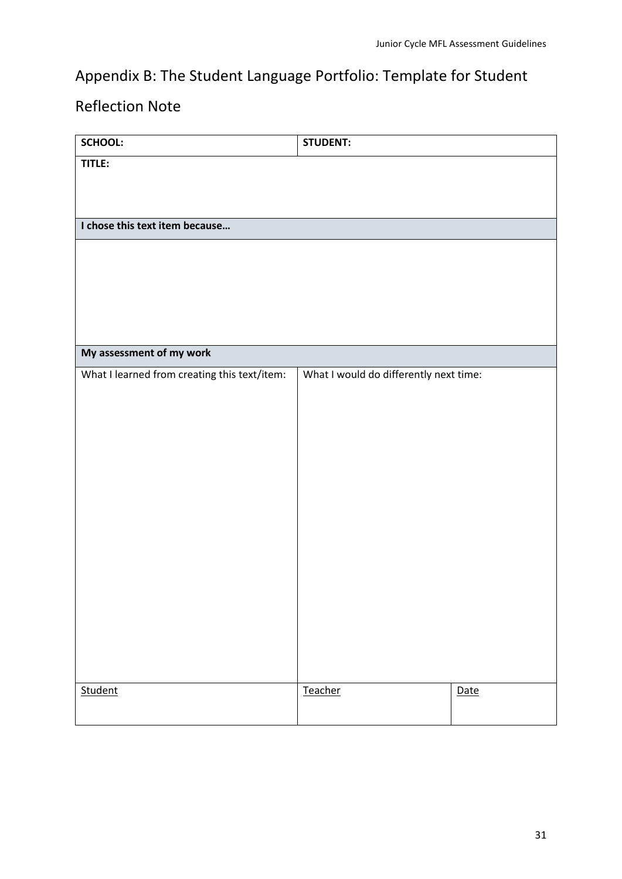## Appendix B: The Student Language Portfolio: Template for Student Reflection Note

| **SCHOOL:** | **STUDENT:** | |
|---|---|---|
| **TITLE:** | | |
| **I chose this text item because…** | | |
| | | |
| **My assessment of my work** | | |
| What I learned from creating this text/item: | What I would do differently next time: | |
| Student | Teacher | Date |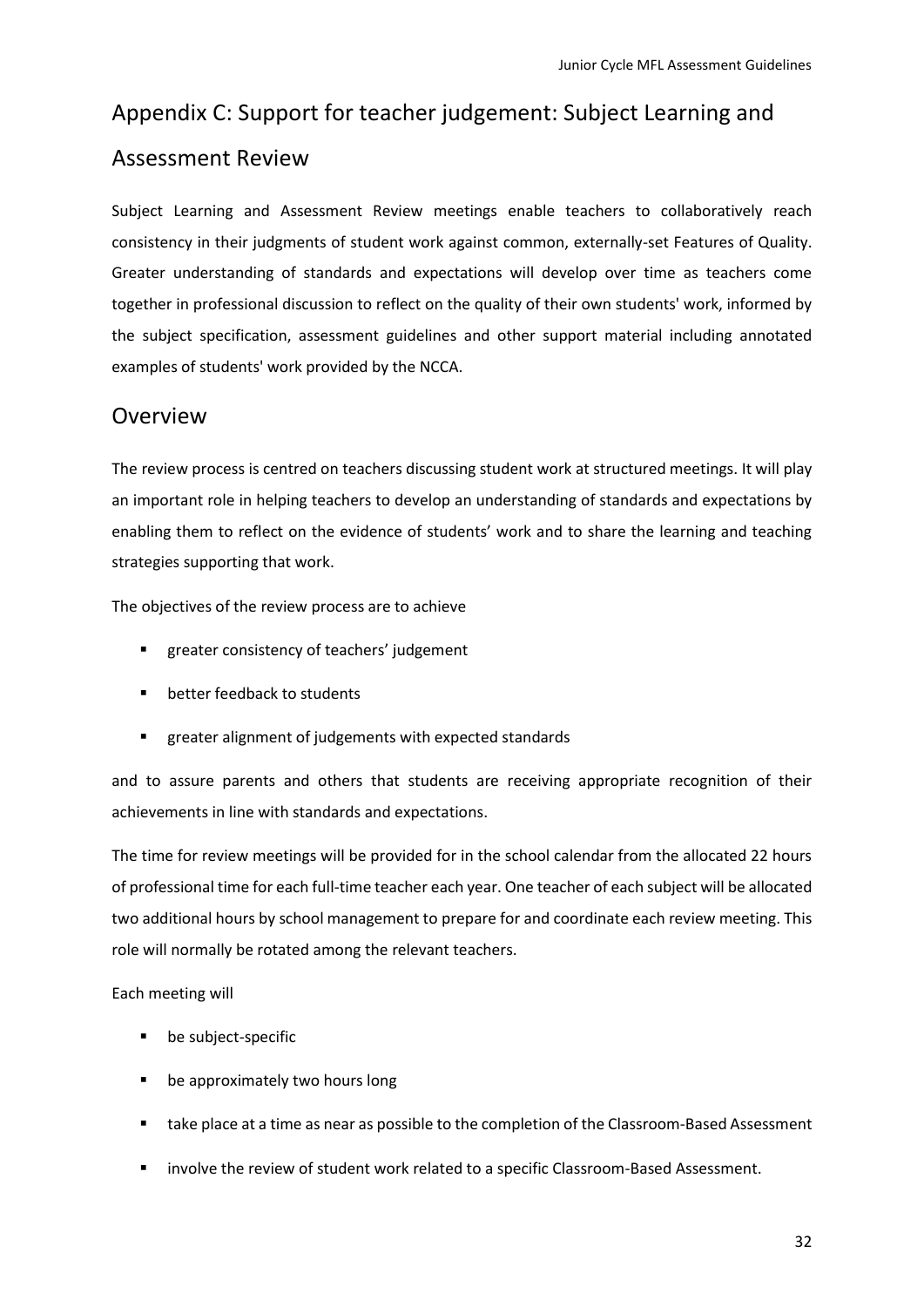# Appendix C: Support for teacher judgement: Subject Learning and Assessment Review

Subject Learning and Assessment Review meetings enable teachers to collaboratively reach consistency in their judgments of student work against common, externally-set Features of Quality. Greater understanding of standards and expectations will develop over time as teachers come together in professional discussion to reflect on the quality of their own students' work, informed by the subject specification, assessment guidelines and other support material including annotated examples of students' work provided by the NCCA.

## Overview

The review process is centred on teachers discussing student work at structured meetings. It will play an important role in helping teachers to develop an understanding of standards and expectations by enabling them to reflect on the evidence of students' work and to share the learning and teaching strategies supporting that work.

The objectives of the review process are to achieve

- greater consistency of teachers' judgement
- better feedback to students
- greater alignment of judgements with expected standards

and to assure parents and others that students are receiving appropriate recognition of their achievements in line with standards and expectations.

The time for review meetings will be provided for in the school calendar from the allocated 22 hours of professional time for each full-time teacher each year. One teacher of each subject will be allocated two additional hours by school management to prepare for and coordinate each review meeting. This role will normally be rotated among the relevant teachers.

Each meeting will

- be subject-specific
- be approximately two hours long
- take place at a time as near as possible to the completion of the Classroom-Based Assessment
- involve the review of student work related to a specific Classroom-Based Assessment.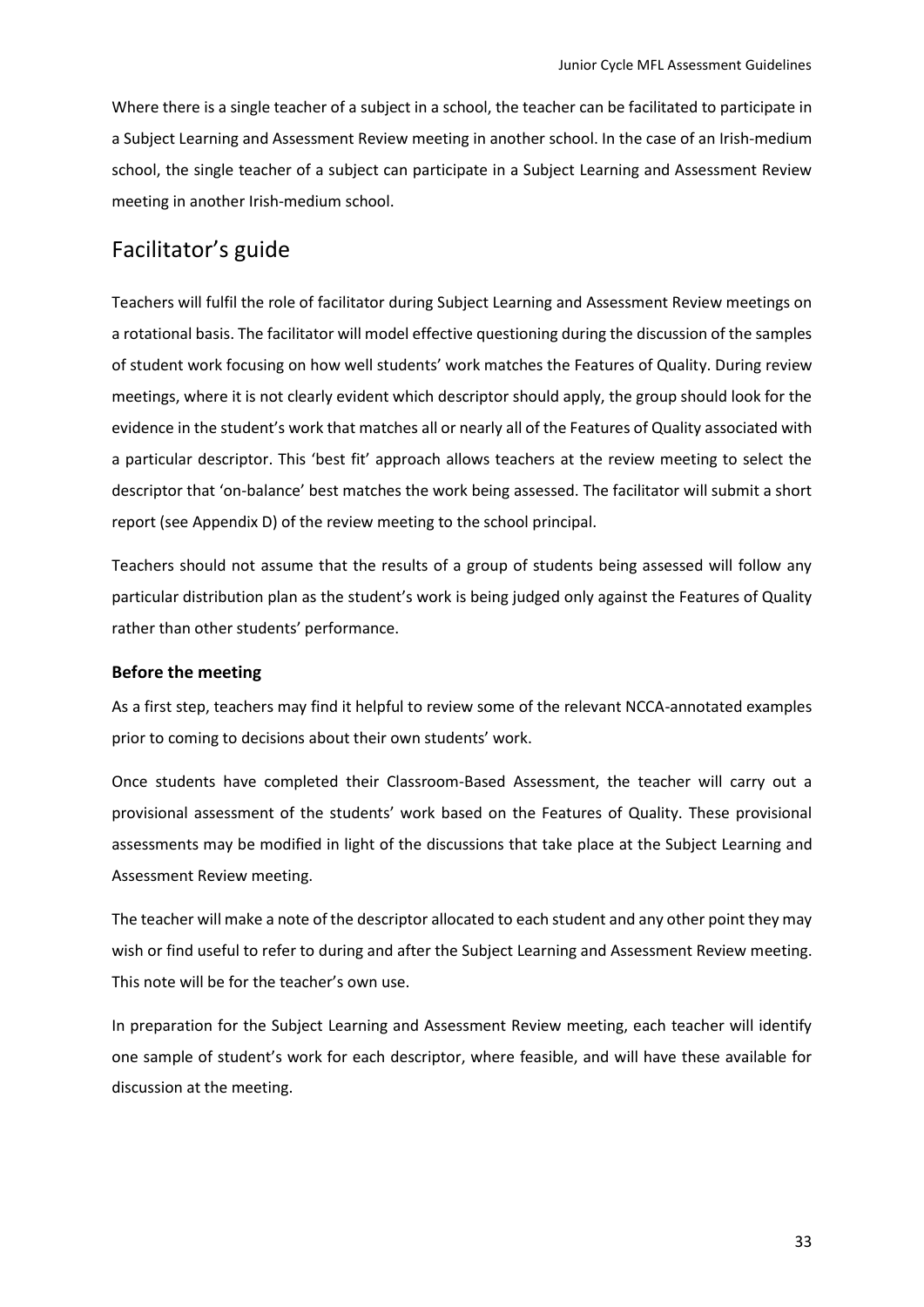Where there is a single teacher of a subject in a school, the teacher can be facilitated to participate in a Subject Learning and Assessment Review meeting in another school. In the case of an Irish-medium school, the single teacher of a subject can participate in a Subject Learning and Assessment Review meeting in another Irish-medium school.

## Facilitator's guide

Teachers will fulfil the role of facilitator during Subject Learning and Assessment Review meetings on a rotational basis. The facilitator will model effective questioning during the discussion of the samples of student work focusing on how well students' work matches the Features of Quality. During review meetings, where it is not clearly evident which descriptor should apply, the group should look for the evidence in the student's work that matches all or nearly all of the Features of Quality associated with a particular descriptor. This 'best fit' approach allows teachers at the review meeting to select the descriptor that 'on-balance' best matches the work being assessed. The facilitator will submit a short report (see Appendix D) of the review meeting to the school principal.

Teachers should not assume that the results of a group of students being assessed will follow any particular distribution plan as the student's work is being judged only against the Features of Quality rather than other students' performance.

### Before the meeting

As a first step, teachers may find it helpful to review some of the relevant NCCA-annotated examples prior to coming to decisions about their own students' work.

Once students have completed their Classroom-Based Assessment, the teacher will carry out a provisional assessment of the students' work based on the Features of Quality. These provisional assessments may be modified in light of the discussions that take place at the Subject Learning and Assessment Review meeting.

The teacher will make a note of the descriptor allocated to each student and any other point they may wish or find useful to refer to during and after the Subject Learning and Assessment Review meeting. This note will be for the teacher's own use.

In preparation for the Subject Learning and Assessment Review meeting, each teacher will identify one sample of student's work for each descriptor, where feasible, and will have these available for discussion at the meeting.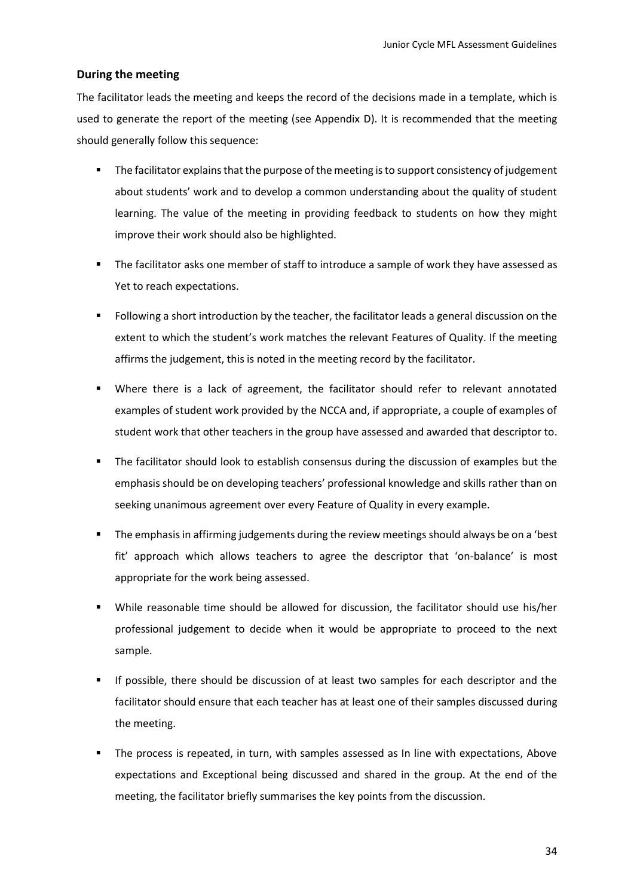### During the meeting

The facilitator leads the meeting and keeps the record of the decisions made in a template, which is used to generate the report of the meeting (see Appendix D). It is recommended that the meeting should generally follow this sequence:

- The facilitator explains that the purpose of the meeting is to support consistency of judgement about students' work and to develop a common understanding about the quality of student learning. The value of the meeting in providing feedback to students on how they might improve their work should also be highlighted.
- The facilitator asks one member of staff to introduce a sample of work they have assessed as Yet to reach expectations.
- Following a short introduction by the teacher, the facilitator leads a general discussion on the extent to which the student's work matches the relevant Features of Quality. If the meeting affirms the judgement, this is noted in the meeting record by the facilitator.
- Where there is a lack of agreement, the facilitator should refer to relevant annotated examples of student work provided by the NCCA and, if appropriate, a couple of examples of student work that other teachers in the group have assessed and awarded that descriptor to.
- The facilitator should look to establish consensus during the discussion of examples but the emphasis should be on developing teachers' professional knowledge and skills rather than on seeking unanimous agreement over every Feature of Quality in every example.
- The emphasis in affirming judgements during the review meetings should always be on a 'best fit' approach which allows teachers to agree the descriptor that 'on-balance' is most appropriate for the work being assessed.
- While reasonable time should be allowed for discussion, the facilitator should use his/her professional judgement to decide when it would be appropriate to proceed to the next sample.
- If possible, there should be discussion of at least two samples for each descriptor and the facilitator should ensure that each teacher has at least one of their samples discussed during the meeting.
- The process is repeated, in turn, with samples assessed as In line with expectations, Above expectations and Exceptional being discussed and shared in the group. At the end of the meeting, the facilitator briefly summarises the key points from the discussion.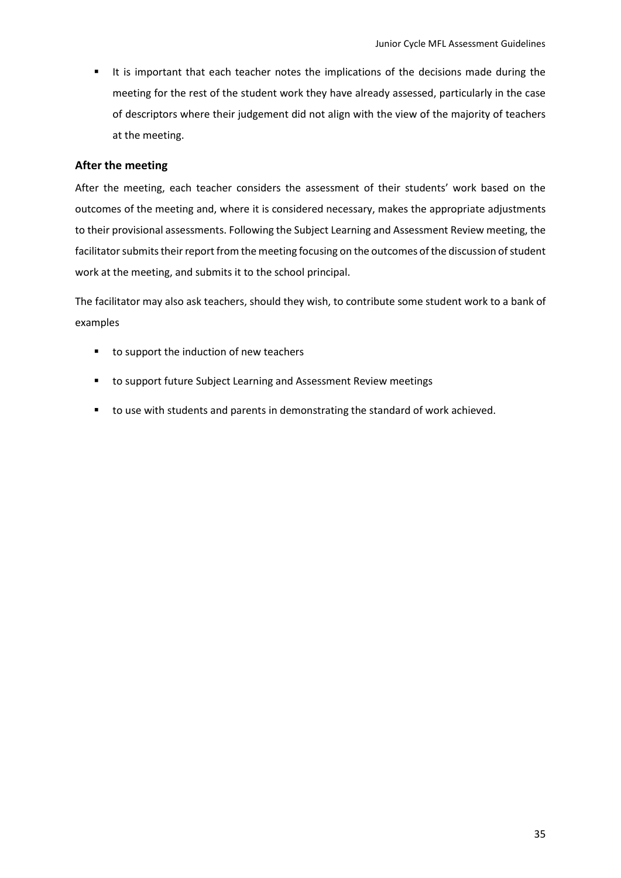- It is important that each teacher notes the implications of the decisions made during the meeting for the rest of the student work they have already assessed, particularly in the case of descriptors where their judgement did not align with the view of the majority of teachers at the meeting.

### After the meeting

After the meeting, each teacher considers the assessment of their students' work based on the outcomes of the meeting and, where it is considered necessary, makes the appropriate adjustments to their provisional assessments. Following the Subject Learning and Assessment Review meeting, the facilitator submits their report from the meeting focusing on the outcomes of the discussion of student work at the meeting, and submits it to the school principal.

The facilitator may also ask teachers, should they wish, to contribute some student work to a bank of examples

- to support the induction of new teachers
- to support future Subject Learning and Assessment Review meetings
- to use with students and parents in demonstrating the standard of work achieved.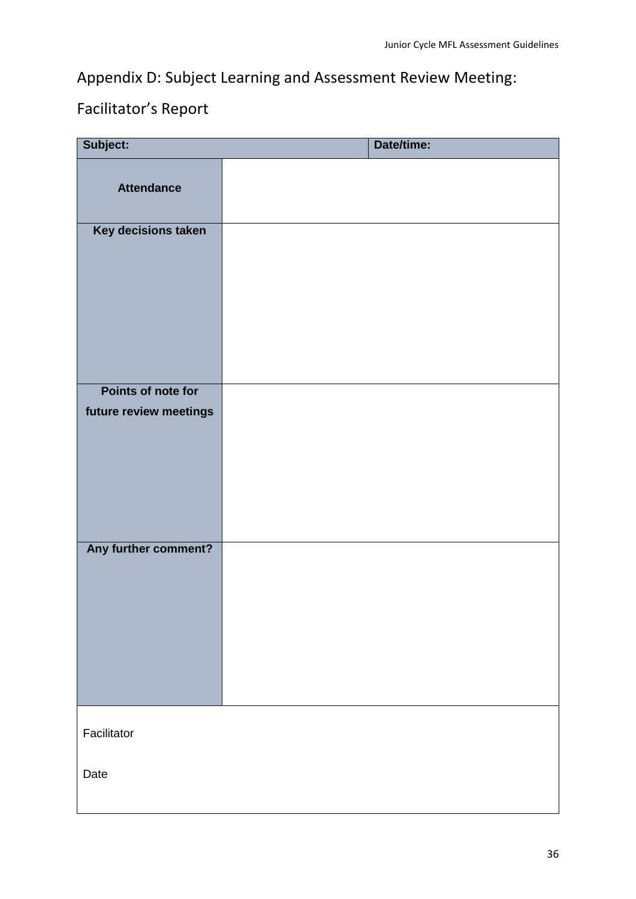# Appendix D: Subject Learning and Assessment Review Meeting: Facilitator's Report

| **Subject:** | | **Date/time:** |
|---|---|---|
| **Attendance** | | |
| **Key decisions taken** | | |
| **Points of note for future review meetings** | | |
| **Any further comment?** | | |

Facilitator

Date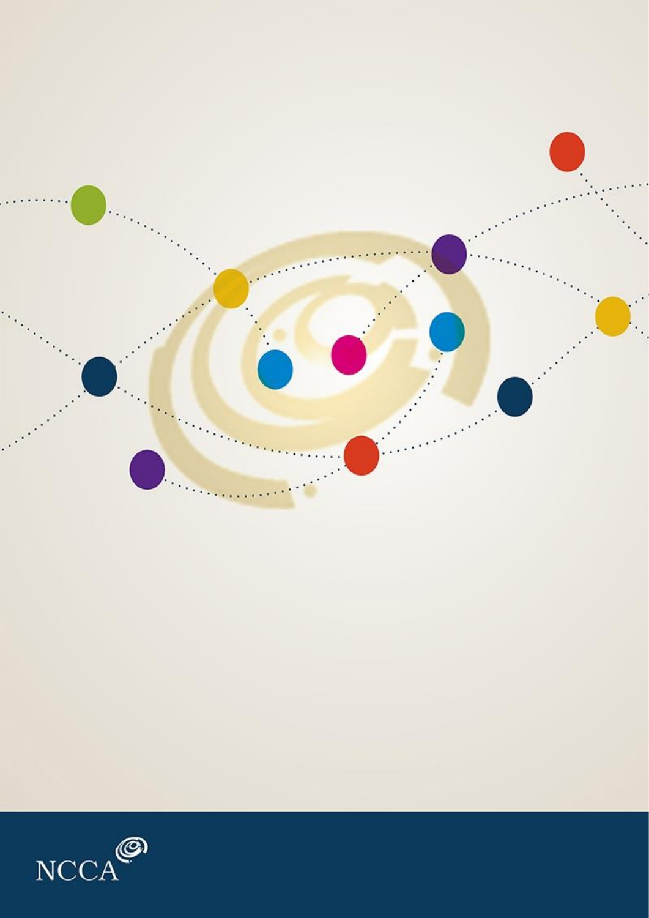NCCA